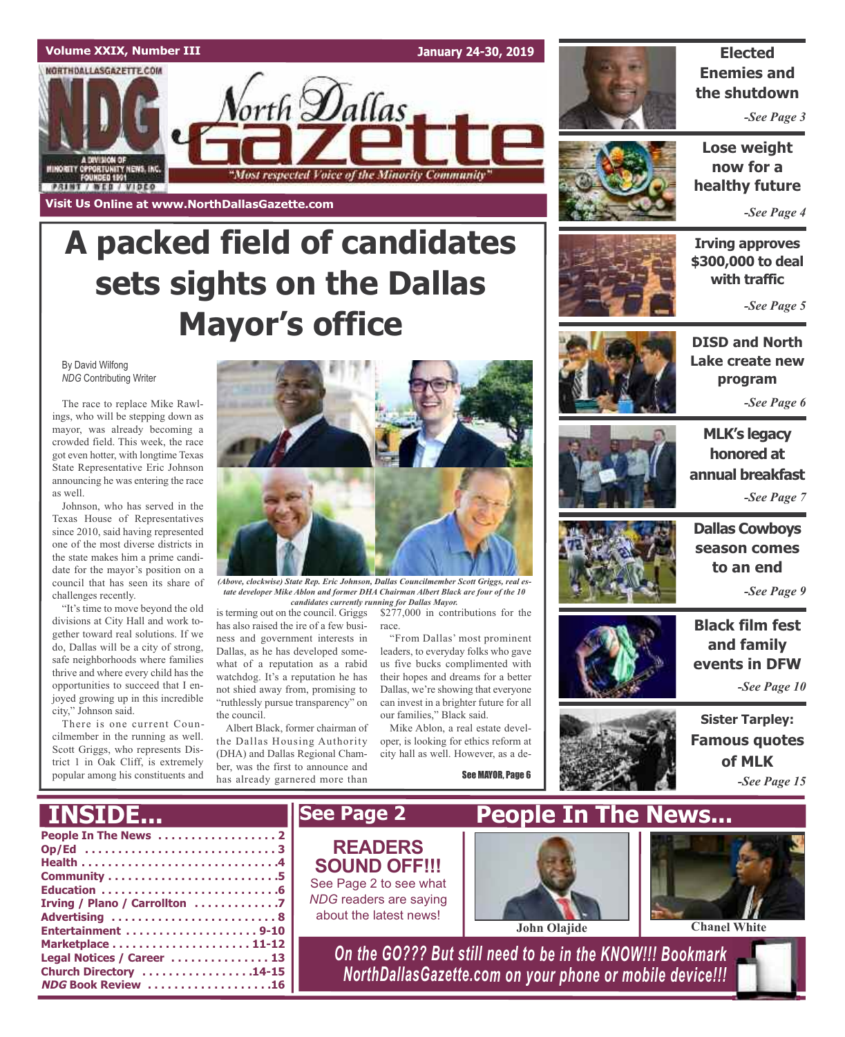Volume XXIX, Number III

January 24-30, 2019

# North Dallas Gazette

"Most respected Voice of the Minority Community"

Visit Us Online at www.NorthDallasGazette.com

# A packed field of candidates sets sights on the Dallas Mayor's office

By David Wilfong
*NDG* Contributing Writer

The race to replace Mike Rawlings, who will be stepping down as mayor, was already becoming a crowded field. This week, the race got even hotter, with longtime Texas State Representative Eric Johnson announcing he was entering the race as well.

Johnson, who has served in the Texas House of Representatives since 2010, said having represented one of the most diverse districts in the state makes him a prime candidate for the mayor's position on a council that has seen its share of challenges recently.

"It's time to move beyond the old divisions at City Hall and work together toward real solutions. If we do, Dallas will be a city of strong, safe neighborhoods where families thrive and where every child has the opportunities to succeed that I enjoyed growing up in this incredible city," Johnson said.

There is one current Councilmember in the running as well. Scott Griggs, who represents District 1 in Oak Cliff, is extremely popular among his constituents and is terming out on the council. Griggs has also raised the ire of a few business and government interests in Dallas, as he has developed somewhat of a reputation as a rabid watchdog. It's a reputation he has not shied away from, promising to "ruthlessly pursue transparency" on the council.

Albert Black, former chairman of the Dallas Housing Authority (DHA) and Dallas Regional Chamber, was the first to announce and has already garnered more than $277,000 in contributions for the race.

"From Dallas' most prominent leaders, to everyday folks who gave us five bucks complimented with their hopes and dreams for a better Dallas, we're showing that everyone can invest in a brighter future for all our families," Black said.

Mike Ablon, a real estate developer, is looking for ethics reform at city hall as well. However, as a de-

See MAYOR, Page 6

*(Above, clockwise) State Rep. Eric Johnson, Dallas Councilmember Scott Griggs, real estate developer Mike Ablon and former DHA Chairman Albert Black are four of the 10 candidates currently running for Dallas Mayor.*

**Elected Enemies and the shutdown** -See Page 3

**Lose weight now for a healthy future** -See Page 4

**Irving approves $300,000 to deal with traffic** -See Page 5

**DISD and North Lake create new program** -See Page 6

**MLK's legacy honored at annual breakfast** -See Page 7

**Dallas Cowboys season comes to an end** -See Page 9

**Black film fest and family events in DFW** -See Page 10

**Sister Tarpley: Famous quotes of MLK** -See Page 15

## INSIDE...

- People In The News .................. 2
- Op/Ed .................. 3
- Health .................. 4
- Community .................. 5
- Education .................. 6
- Irving / Plano / Carrollton .................. 7
- Advertising .................. 8
- Entertainment .................. 9-10
- Marketplace .................. 11-12
- Legal Notices / Career .................. 13
- Church Directory .................. 14-15
- *NDG* Book Review .................. 16

## See Page 2

**READERS SOUND OFF!!!**
See Page 2 to see what *NDG* readers are saying about the latest news!

## People In The News...

John Olajide

Chanel White

*On the GO??? But still need to be in the KNOW!!! Bookmark NorthDallasGazette.com on your phone or mobile device!!!*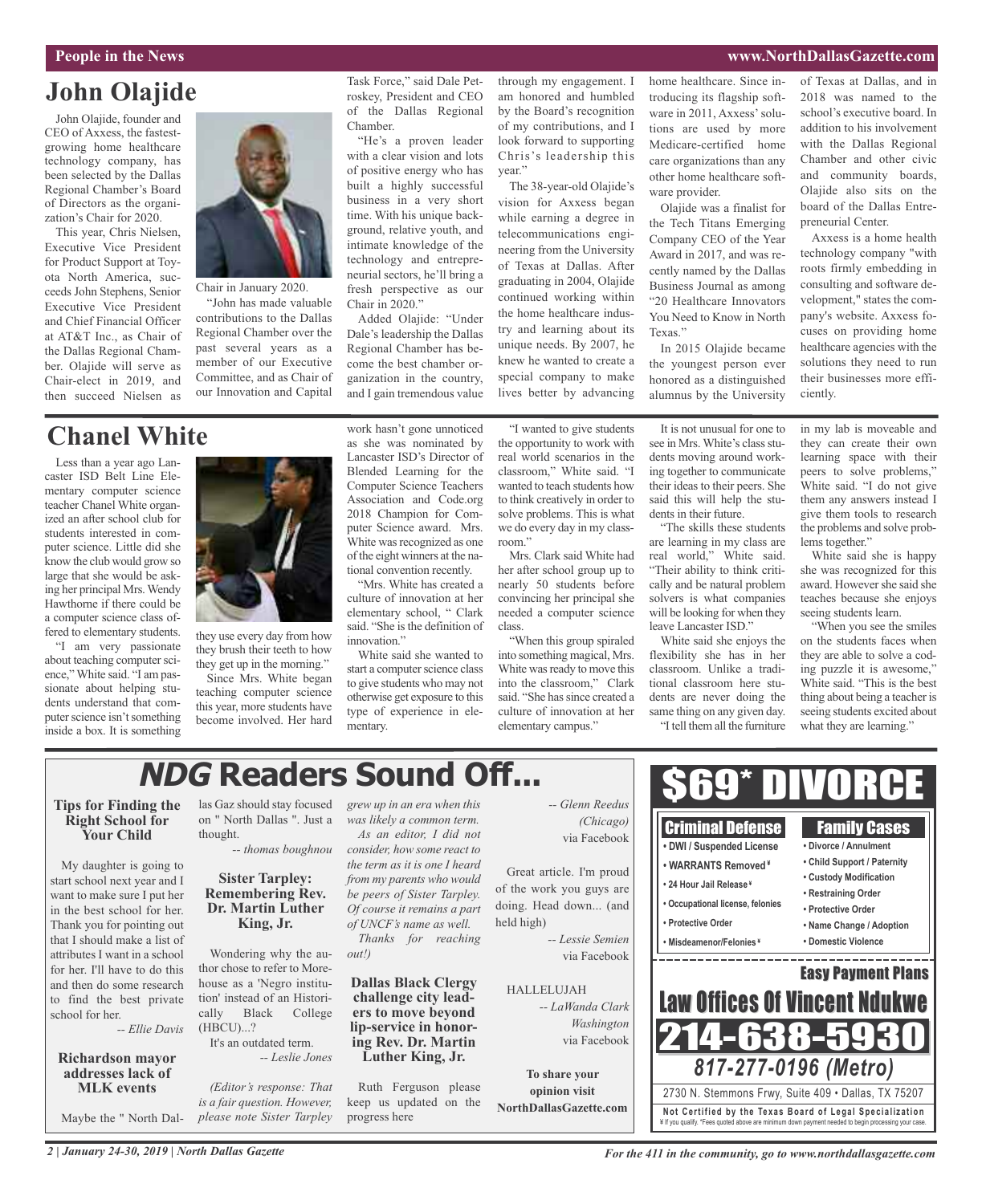# John Olajide

John Olajide, founder and CEO of Axxess, the fastest-growing home healthcare technology company, has been selected by the Dallas Regional Chamber's Board of Directors as the organization's Chair for 2020.

This year, Chris Nielsen, Executive Vice President for Product Support at Toyota North America, succeeds John Stephens, Senior Executive Vice President and Chief Financial Officer at AT&T Inc., as Chair of the Dallas Regional Chamber. Olajide will serve as Chair-elect in 2019, and then succeed Nielsen as Chair in January 2020.

"John has made valuable contributions to the Dallas Regional Chamber over the past several years as a member of our Executive Committee, and as Chair of our Innovation and Capital Task Force," said Dale Petroskey, President and CEO of the Dallas Regional Chamber.

"He's a proven leader with a clear vision and lots of positive energy who has built a highly successful business in a very short time. With his unique background, relative youth, and intimate knowledge of the technology and entrepreneurial sectors, he'll bring a fresh perspective as our Chair in 2020."

Added Olajide: "Under Dale's leadership the Dallas Regional Chamber has become the best chamber organization in the country, and I gain tremendous value through my engagement. I am honored and humbled by the Board's recognition of my contributions, and I look forward to supporting Chris's leadership this year."

The 38-year-old Olajide's vision for Axxess began while earning a degree in telecommunications engineering from the University of Texas at Dallas. After graduating in 2004, Olajide continued working within the home healthcare industry and learning about its unique needs. By 2007, he knew he wanted to create a special company to make lives better by advancing home healthcare. Since introducing its flagship software in 2011, Axxess' solutions are used by more Medicare-certified home care organizations than any other home healthcare software provider.

Olajide was a finalist for the Tech Titans Emerging Company CEO of the Year Award in 2017, and was recently named by the Dallas Business Journal as among "20 Healthcare Innovators You Need to Know in North Texas."

In 2015 Olajide became the youngest person ever honored as a distinguished alumnus by the University of Texas at Dallas, and in 2018 was named to the school's executive board. In addition to his involvement with the Dallas Regional Chamber and other civic and community boards, Olajide also sits on the board of the Dallas Entrepreneurial Center.

Axxess is a home health technology company "with roots firmly embedding in consulting and software development," states the company's website. Axxess focuses on providing home healthcare agencies with the solutions they need to run their businesses more efficiently.

# Chanel White

Less than a year ago Lancaster ISD Belt Line Elementary computer science teacher Chanel White organized an after school club for students interested in computer science. Little did she know the club would grow so large that she would be asking her principal Mrs. Wendy Hawthorne if there could be a computer science class offered to elementary students.

"I am very passionate about teaching computer science," White said. "I am passionate about helping students understand that computer science isn't something inside a box. It is something they use every day from how they brush their teeth to how they get up in the morning."

Since Mrs. White began teaching computer science this year, more students have become involved. Her hard work hasn't gone unnoticed as she was nominated by Lancaster ISD's Director of Blended Learning for the Computer Science Teachers Association and Code.org 2018 Champion for Computer Science award. Mrs. White was recognized as one of the eight winners at the national convention recently.

"Mrs. White has created a culture of innovation at her elementary school, " Clark said. "She is the definition of innovation."

White said she wanted to start a computer science class to give students who may not otherwise get exposure to this type of experience in elementary.

"I wanted to give students the opportunity to work with real world scenarios in the classroom," White said. "I wanted to teach students how to think creatively in order to solve problems. This is what we do every day in my classroom."

Mrs. Clark said White had her after school group up to nearly 50 students before convincing her principal she needed a computer science class.

"When this group spiraled into something magical, Mrs. White was ready to move this into the classroom," Clark said. "She has since created a culture of innovation at her elementary campus."

It is not unusual for one to see in Mrs. White's class students moving around working together to communicate their ideas to their peers. She said this will help the students in their future.

"The skills these students are learning in my class are real world," White said. "Their ability to think critically and be natural problem solvers is what companies will be looking for when they leave Lancaster ISD."

White said she enjoys the flexibility she has in her classroom. Unlike a traditional classroom here students are never doing the same thing on any given day.

"I tell them all the furniture in my lab is moveable and they can create their own learning space with their peers to solve problems," White said. "I do not give them any answers instead I give them tools to research the problems and solve problems together."

White said she is happy she was recognized for this award. However she said she teaches because she enjoys seeing students learn.

"When you see the smiles on the students faces when they are able to solve a coding puzzle it is awesome," White said. "This is the best thing about being a teacher is seeing students excited about what they are learning."

# *NDG* Readers Sound Off...

### Tips for Finding the Right School for Your Child

My daughter is going to start school next year and I want to make sure I put her in the best school for her. Thank you for pointing out that I should make a list of attributes I want in a school for her. I'll have to do this and then do some research to find the best private school for her.

*-- Ellie Davis*

### Richardson mayor addresses lack of MLK events

Maybe the " North Dallas Gaz should stay focused on " North Dallas ". Just a thought.

*-- thomas boughnou*

### Sister Tarpley: Remembering Rev. Dr. Martin Luther King, Jr.

Wondering why the author chose to refer to Morehouse as a 'Negro institution' instead of an Historically Black College (HBCU)...?

It's an outdated term.

*-- Leslie Jones*

*(Editor's response: That is a fair question. However, please note Sister Tarpley grew up in an era when this was likely a common term. As an editor, I did not consider, how some react to the term as it is one I heard from my parents who would be peers of Sister Tarpley. Of course it remains a part of UNCF's name as well. Thanks for reaching out!)*

### Dallas Black Clergy challenge city leaders to move beyond lip-service in honoring Rev. Dr. Martin Luther King, Jr.

Ruth Ferguson please keep us updated on the progress here

*-- Glenn Reedus (Chicago)* via Facebook

Great article. I'm proud of the work you guys are doing. Head down... (and held high)

*-- Lessie Semien* via Facebook

HALLELUJAH

*-- LaWanda Clark Washington* via Facebook

**To share your opinion visit NorthDallasGazette.com**

# $69* DIVORCE

**Criminal Defense**
- DWI / Suspended License
- WARRANTS Removed¥
- 24 Hour Jail Release¥
- Occupational license, felonies
- Protective Order
- Misdeamenor/Felonies¥

**Family Cases**
- Divorce / Annulment
- Child Support / Paternity
- Custody Modification
- Restraining Order
- Protective Order
- Name Change / Adoption
- Domestic Violence

**Easy Payment Plans**

**Law Offices Of Vincent Ndukwe**

**214-638-5930**

***817-277-0196 (Metro)***

2730 N. Stemmons Frwy, Suite 409 • Dallas, TX 75207

**Not Certified by the Texas Board of Legal Specialization**

¥ If you qualify. *Fees quoted above are minimum down payment needed to begin processing your case.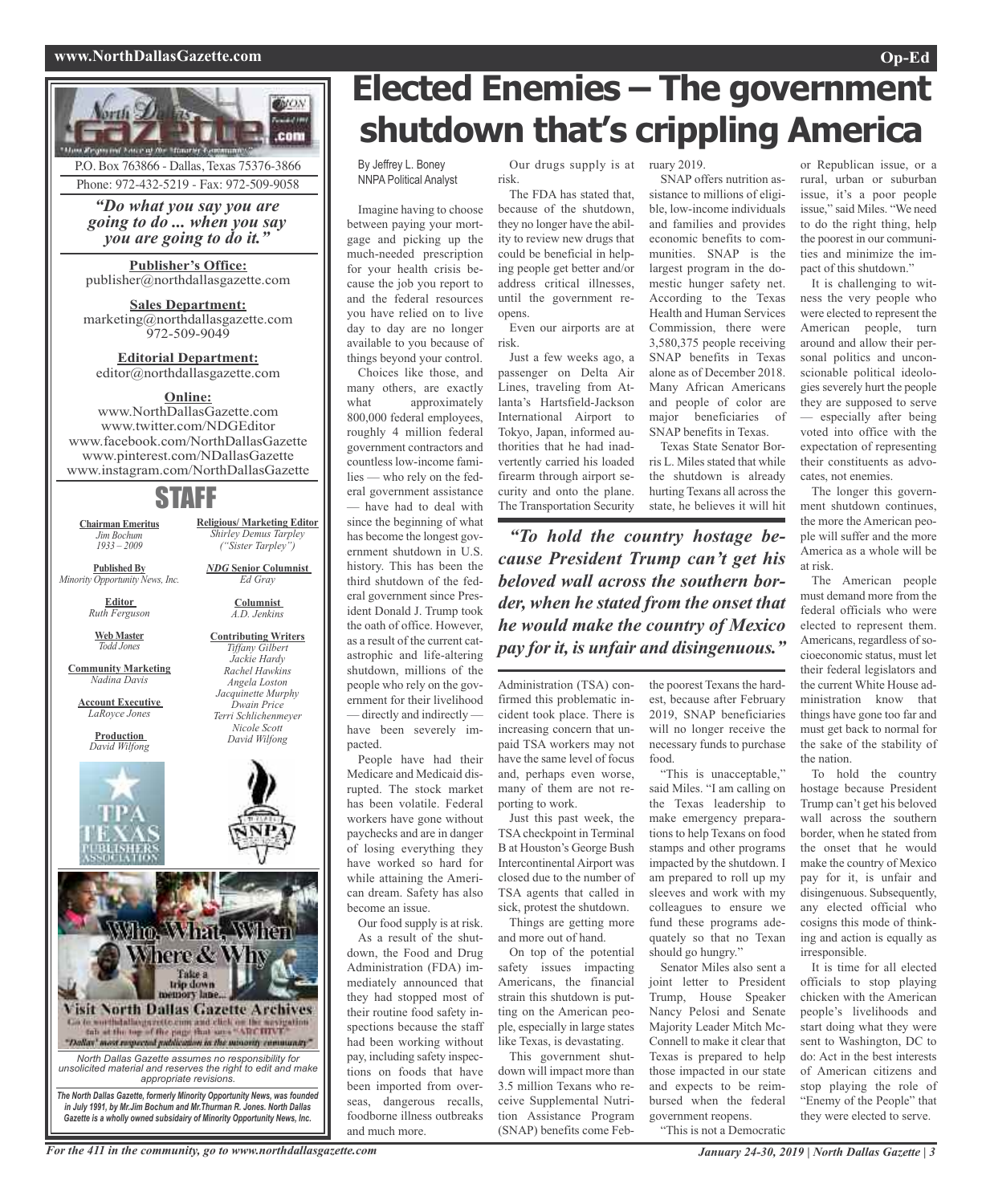# Elected Enemies – The government shutdown that's crippling America

By Jeffrey L. Boney
NNPA Political Analyst

Imagine having to choose between paying your mortgage and picking up the much-needed prescription for your health crisis because the job you report to and the federal resources you have relied on to live day to day are no longer available to you because of things beyond your control.

Choices like those, and many others, are exactly what approximately 800,000 federal employees, roughly 4 million federal government contractors and countless low-income families — who rely on the federal government assistance — have had to deal with since the beginning of what has become the longest government shutdown in U.S. history. This has been the third shutdown of the federal government since President Donald J. Trump took the oath of office. However, as a result of the current catastrophic and life-altering shutdown, millions of the people who rely on the government for their livelihood — directly and indirectly — have been severely impacted.

People have had their Medicare and Medicaid disrupted. The stock market has been volatile. Federal workers have gone without paychecks and are in danger of losing everything they have worked so hard for while attaining the American dream. Safety has also become an issue.

Our food supply is at risk.

As a result of the shutdown, the Food and Drug Administration (FDA) immediately announced that they had stopped most of their routine food safety inspections because the staff had been working without pay, including safety inspections on foods that have been imported from overseas, dangerous recalls, foodborne illness outbreaks and much more.

Our drugs supply is at risk.

The FDA has stated that, because of the shutdown, they no longer have the ability to review new drugs that could be beneficial in helping people get better and/or address critical illnesses, until the government reopens.

Even our airports are at risk.

Just a few weeks ago, a passenger on Delta Air Lines, traveling from Atlanta's Hartsfield-Jackson International Airport to Tokyo, Japan, informed authorities that he had inadvertently carried his loaded firearm through airport security and onto the plane. The Transportation Security Administration (TSA) confirmed this problematic incident took place. There is increasing concern that unpaid TSA workers may not have the same level of focus and, perhaps even worse, many of them are not reporting to work.

Just this past week, the TSA checkpoint in Terminal B at Houston's George Bush Intercontinental Airport was closed due to the number of TSA agents that called in sick, protest the shutdown.

Things are getting more and more out of hand.

On top of the potential safety issues impacting Americans, the financial strain this shutdown is putting on the American people, especially in large states like Texas, is devastating.

This government shutdown will impact more than 3.5 million Texans who receive Supplemental Nutrition Assistance Program (SNAP) benefits come February 2019.

SNAP offers nutrition assistance to millions of eligible, low-income individuals and families and provides economic benefits to communities. SNAP is the largest program in the domestic hunger safety net. According to the Texas Health and Human Services Commission, there were 3,580,375 people receiving SNAP benefits in Texas alone as of December 2018. Many African Americans and people of color are major beneficiaries of SNAP benefits in Texas.

Texas State Senator Borris L. Miles stated that while the shutdown is already hurting Texans all across the state, he believes it will hit the poorest Texans the hardest, because after February 2019, SNAP beneficiaries will no longer receive the necessary funds to purchase food.

> *"To hold the country hostage because President Trump can't get his beloved wall across the southern border, when he stated from the onset that he would make the country of Mexico pay for it, is unfair and disingenuous."*

"This is unacceptable," said Miles. "I am calling on the Texas leadership to make emergency preparations to help Texans on food stamps and other programs impacted by the shutdown. I am prepared to roll up my sleeves and work with my colleagues to ensure we fund these programs adequately so that no Texan should go hungry."

Senator Miles also sent a joint letter to President Trump, House Speaker Nancy Pelosi and Senate Majority Leader Mitch McConnell to make it clear that Texas is prepared to help those impacted in our state and expects to be reimbursed when the federal government reopens.

"This is not a Democratic or Republican issue, or a rural, urban or suburban issue, it's a poor people issue," said Miles. "We need to do the right thing, help the poorest in our communities and minimize the impact of this shutdown."

It is challenging to witness the very people who were elected to represent the American people, turn around and allow their personal politics and unconscionable political ideologies severely hurt the people they are supposed to serve — especially after being voted into office with the expectation of representing their constituents as advocates, not enemies.

The longer this government shutdown continues, the more the American people will suffer and the more America as a whole will be at risk.

The American people must demand more from the federal officials who were elected to represent them. Americans, regardless of socioeconomic status, must let their federal legislators and the current White House administration know that things have gone too far and must get back to normal for the sake of the stability of the nation.

To hold the country hostage because President Trump can't get his beloved wall across the southern border, when he stated from the onset that he would make the country of Mexico pay for it, is unfair and disingenuous. Subsequently, any elected official who cosigns this mode of thinking and action is equally as irresponsible.

It is time for all elected officials to stop playing chicken with the American people's livelihoods and start doing what they were sent to Washington, DC to do: Act in the best interests of American citizens and stop playing the role of "Enemy of the People" that they were elected to serve.

---

P.O. Box 763866 - Dallas, Texas 75376-3866
Phone: 972-432-5219 - Fax: 972-509-9058

*"Do what you say you are going to do ... when you say you are going to do it."*

**Publisher's Office:**
publisher@northdallasgazette.com

**Sales Department:**
marketing@northdallasgazette.com
972-509-9049

**Editorial Department:**
editor@northdallasgazette.com

**Online:**
www.NorthDallasGazette.com
www.twitter.com/NDGEditor
www.facebook.com/NorthDallasGazette
www.pinterest.com/NDallasGazette
www.instagram.com/NorthDallasGazette

## STAFF

**Chairman Emeritus**
*Jim Bochum*
*1933 – 2009*

**Published By**
*Minority Opportunity News, Inc.*

**Editor**
*Ruth Ferguson*

**Web Master**
*Todd Jones*

**Community Marketing**
*Nadina Davis*

**Account Executive**
*LaRoyce Jones*

**Production**
*David Wilfong*

**Religious/ Marketing Editor**
*Shirley Demus Tarpley*
*("Sister Tarpley")*

***NDG* Senior Columnist**
*Ed Gray*

**Columnist**
*A.D. Jenkins*

**Contributing Writers**
*Tiffany Gilbert*
*Jackie Hardy*
*Rachel Hawkins*
*Angela Loston*
*Jacquinette Murphy*
*Dwain Price*
*Terri Schlichenmeyer*
*Nicole Scott*
*David Wilfong*

Who, What, When, Where & Why
Take a trip down memory lane...
Visit North Dallas Gazette Archives
Go to northdallasgazette.com and click on the navigation tab at the top of the page that says "ARCHIVE"
"Dallas' most respected publication in the minority community"

*North Dallas Gazette assumes no responsibility for unsolicited material and reserves the right to edit and make appropriate revisions.*

***The North Dallas Gazette, formerly Minority Opportunity News, was founded in July 1991, by Mr.Jim Bochum and Mr.Thurman R. Jones. North Dallas Gazette is a wholly owned subsidairy of Minority Opportunity News, Inc.***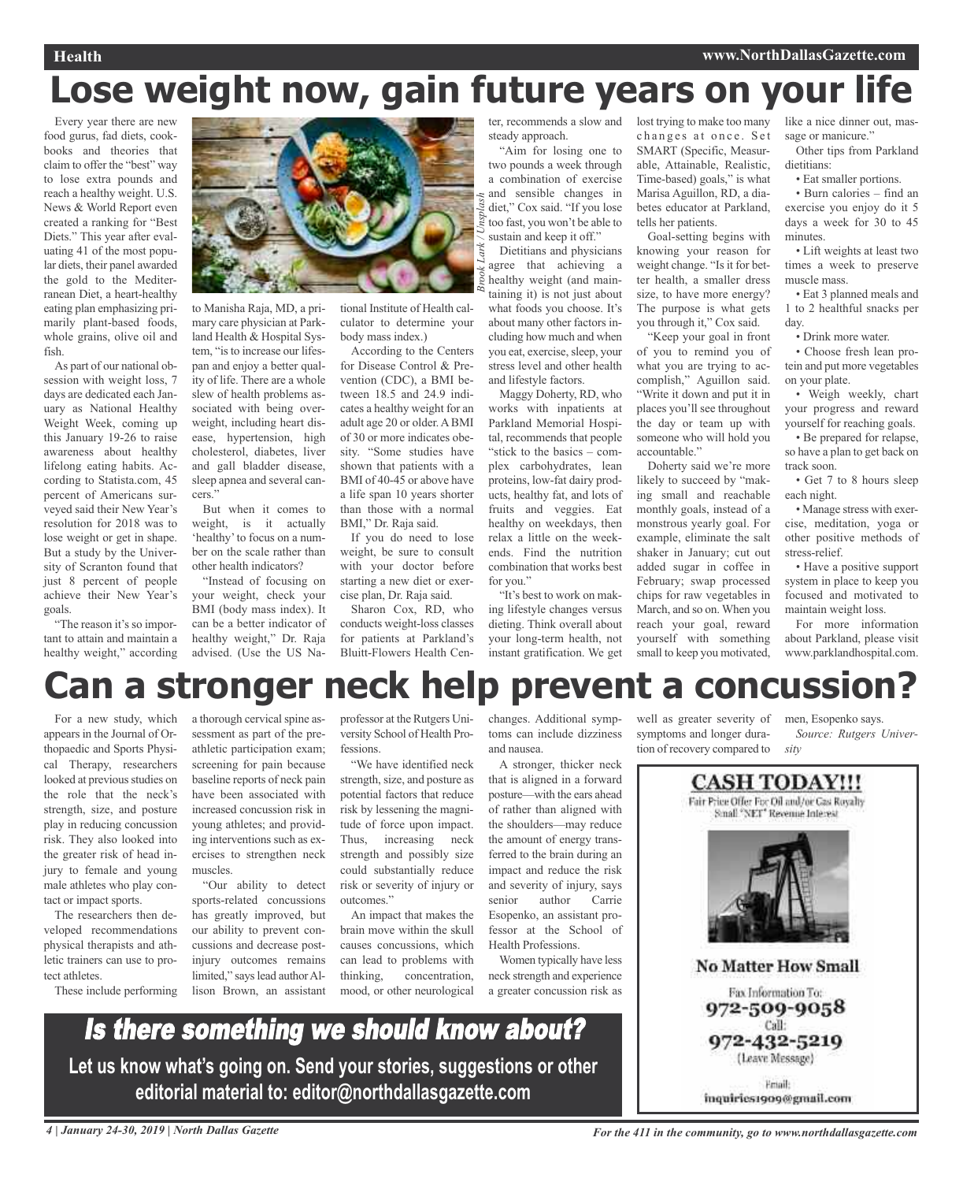# Lose weight now, gain future years on your life

Every year there are new food gurus, fad diets, cookbooks and theories that claim to offer the "best" way to lose extra pounds and reach a healthy weight. U.S. News & World Report even created a ranking for "Best Diets." This year after evaluating 41 of the most popular diets, their panel awarded the gold to the Mediterranean Diet, a heart-healthy eating plan emphasizing primarily plant-based foods, whole grains, olive oil and fish.

As part of our national obsession with weight loss, 7 days are dedicated each January as National Healthy Weight Week, coming up this January 19-26 to raise awareness about healthy lifelong eating habits. According to Statista.com, 45 percent of Americans surveyed said their New Year's resolution for 2018 was to lose weight or get in shape. But a study by the University of Scranton found that just 8 percent of people achieve their New Year's goals.

"The reason it's so important to attain and maintain a healthy weight," according to Manisha Raja, MD, a primary care physician at Parkland Health & Hospital System, "is to increase our lifespan and enjoy a better quality of life. There are a whole slew of health problems associated with being overweight, including heart disease, hypertension, high cholesterol, diabetes, liver and gall bladder disease, sleep apnea and several cancers."

But when it comes to weight, is it actually 'healthy' to focus on a number on the scale rather than other health indicators?

"Instead of focusing on your weight, check your BMI (body mass index). It can be a better indicator of healthy weight," Dr. Raja advised. (Use the US National Institute of Health calculator to determine your body mass index.)

According to the Centers for Disease Control & Prevention (CDC), a BMI between 18.5 and 24.9 indicates a healthy weight for an adult age 20 or older. A BMI of 30 or more indicates obesity. "Some studies have shown that patients with a BMI of 40-45 or above have a life span 10 years shorter than those with a normal BMI," Dr. Raja said.

If you do need to lose weight, be sure to consult with your doctor before starting a new diet or exercise plan, Dr. Raja said.

Sharon Cox, RD, who conducts weight-loss classes for patients at Parkland's Bluitt-Flowers Health Center, recommends a slow and steady approach.

*Brook Lark / Unsplash*

"Aim for losing one to two pounds a week through a combination of exercise and sensible changes in diet," Cox said. "If you lose too fast, you won't be able to sustain and keep it off."

Dietitians and physicians agree that achieving a healthy weight (and maintaining it) is not just about what foods you choose. It's about many other factors including how much and when you eat, exercise, sleep, your stress level and other health and lifestyle factors.

Maggy Doherty, RD, who works with inpatients at Parkland Memorial Hospital, recommends that people "stick to the basics – complex carbohydrates, lean proteins, low-fat dairy products, healthy fat, and lots of fruits and veggies. Eat healthy on weekdays, then relax a little on the weekends. Find the nutrition combination that works best for you."

"It's best to work on making lifestyle changes versus dieting. Think overall about your long-term health, not instant gratification. We get lost trying to make too many changes at once. Set SMART (Specific, Measurable, Attainable, Realistic, Time-based) goals," is what Marisa Aguillon, RD, a diabetes educator at Parkland, tells her patients.

Goal-setting begins with knowing your reason for weight change. "Is it for better health, a smaller dress size, to have more energy? The purpose is what gets you through it," Cox said.

"Keep your goal in front of you to remind you of what you are trying to accomplish," Aguillon said. "Write it down and put it in places you'll see throughout the day or team up with someone who will hold you accountable."

Doherty said we're more likely to succeed by "making small and reachable monthly goals, instead of a monstrous yearly goal. For example, eliminate the salt shaker in January; cut out added sugar in coffee in February; swap processed chips for raw vegetables in March, and so on. When you reach your goal, reward yourself with something small to keep you motivated, like a nice dinner out, massage or manicure."

Other tips from Parkland dietitians:

- Eat smaller portions.
- Burn calories – find an exercise you enjoy do it 5 days a week for 30 to 45 minutes.
- Lift weights at least two times a week to preserve muscle mass.
- Eat 3 planned meals and 1 to 2 healthful snacks per day.
- Drink more water.
- Choose fresh lean protein and put more vegetables on your plate.
- Weigh weekly, chart your progress and reward yourself for reaching goals.
- Be prepared for relapse, so have a plan to get back on track soon.
- Get 7 to 8 hours sleep each night.
- Manage stress with exercise, meditation, yoga or other positive methods of stress-relief.
- Have a positive support system in place to keep you focused and motivated to maintain weight loss.

For more information about Parkland, please visit www.parklandhospital.com.

# Can a stronger neck help prevent a concussion?

For a new study, which appears in the Journal of Orthopaedic and Sports Physical Therapy, researchers looked at previous studies on the role that the neck's strength, size, and posture play in reducing concussion risk. They also looked into the greater risk of head injury to female and young male athletes who play contact or impact sports.

The researchers then developed recommendations physical therapists and athletic trainers can use to protect athletes.

These include performing a thorough cervical spine assessment as part of the preathletic participation exam; screening for pain because baseline reports of neck pain have been associated with increased concussion risk in young athletes; and providing interventions such as exercises to strengthen neck muscles.

"Our ability to detect sports-related concussions has greatly improved, but our ability to prevent concussions and decrease post-injury outcomes remains limited," says lead author Allison Brown, an assistant professor at the Rutgers University School of Health Professions.

"We have identified neck strength, size, and posture as potential factors that reduce risk by lessening the magnitude of force upon impact. Thus, increasing neck strength and possibly size could substantially reduce risk or severity of injury or outcomes."

An impact that makes the brain move within the skull causes concussions, which can lead to problems with thinking, concentration, mood, or other neurological changes. Additional symptoms can include dizziness and nausea.

A stronger, thicker neck that is aligned in a forward posture—with the ears ahead of rather than aligned with the shoulders—may reduce the amount of energy transferred to the brain during an impact and reduce the risk and severity of injury, says senior author Carrie Esopenko, an assistant professor at the School of Health Professions.

Women typically have less neck strength and experience a greater concussion risk as well as greater severity of symptoms and longer duration of recovery compared to men, Esopenko says.

*Source: Rutgers University*

## *Is there something we should know about?*

**Let us know what's going on. Send your stories, suggestions or other editorial material to: editor@northdallasgazette.com**

**CASH TODAY!!!**

Fair Price Offer For Oil and/or Gas Royalty
Small "NET" Revenue Interest

**No Matter How Small**

Fax Information To:
972-509-9058
Call:
972-432-5219
(Leave Message)

Email:
inquiries1909@gmail.com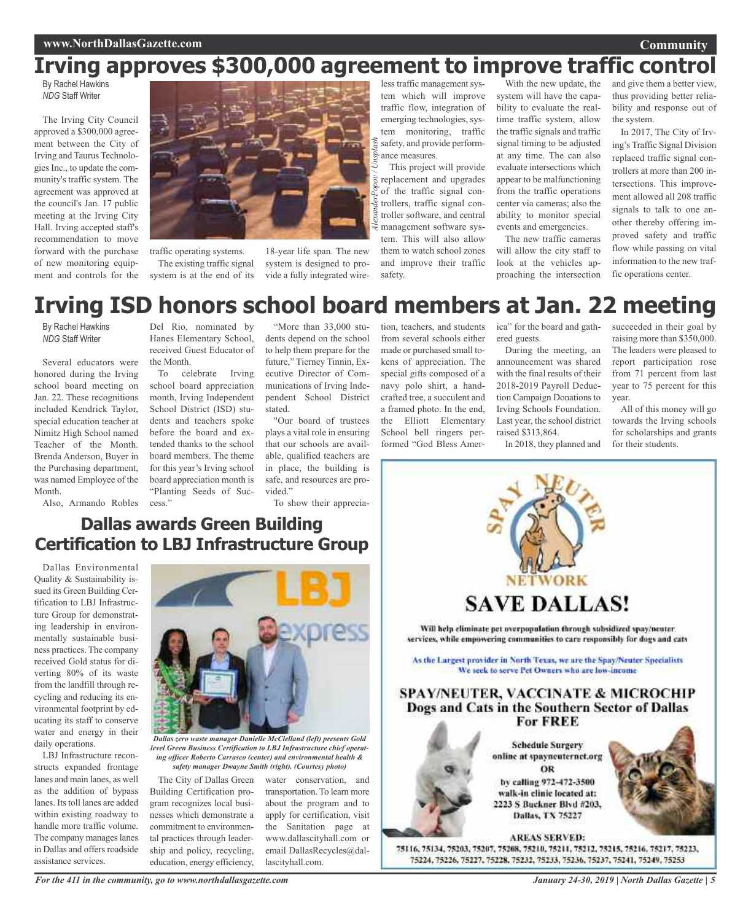# Irving approves $300,000 agreement to improve traffic control

By Rachel Hawkins
*NDG* Staff Writer

The Irving City Council approved a $300,000 agreement between the City of Irving and Taurus Technologies Inc., to update the community's traffic system. The agreement was approved at the council's Jan. 17 public meeting at the Irving City Hall. Irving accepted staff's recommendation to move forward with the purchase of new monitoring equipment and controls for the traffic operating systems.

The existing traffic signal system is at the end of its 18-year life span. The new system is designed to provide a fully integrated wireless traffic management system which will improve traffic flow, integration of emerging technologies, system monitoring, traffic safety, and provide performance measures.

This project will provide replacement and upgrades of the traffic signal controllers, traffic signal controller software, and central management software system. This will also allow them to watch school zones and improve their traffic safety.

With the new update, the system will have the capability to evaluate the real-time traffic system, allow the traffic signals and traffic signal timing to be adjusted at any time. The can also evaluate intersections which appear to be malfunctioning from the traffic operations center via cameras; also the ability to monitor special events and emergencies.

The new traffic cameras will allow the city staff to look at the vehicles approaching the intersection and give them a better view, thus providing better reliability and response out of the system.

In 2017, The City of Irving's Traffic Signal Division replaced traffic signal controllers at more than 200 intersections. This improvement allowed all 208 traffic signals to talk to one another thereby offering improved safety and traffic flow while passing on vital information to the new traffic operations center.

# Irving ISD honors school board members at Jan. 22 meeting

By Rachel Hawkins
*NDG* Staff Writer

Several educators were honored during the Irving school board meeting on Jan. 22. These recognitions included Kendrick Taylor, special education teacher at Nimitz High School named Teacher of the Month. Brenda Anderson, Buyer in the Purchasing department, was named Employee of the Month.

Also, Armando Robles Del Rio, nominated by Hanes Elementary School, received Guest Educator of the Month.

To celebrate Irving school board appreciation month, Irving Independent School District (ISD) students and teachers spoke before the board and extended thanks to the school board members. The theme for this year's Irving school board appreciation month is "Planting Seeds of Success."

"More than 33,000 students depend on the school to help them prepare for the future," Tierney Tinnin, Executive Director of Communications of Irving Independent School District stated.

"Our board of trustees plays a vital role in ensuring that our schools are available, qualified teachers are in place, the building is safe, and resources are provided."

To show their appreciation, teachers, and students from several schools either made or purchased small tokens of appreciation. The special gifts composed of a navy polo shirt, a handcrafted tree, a succulent and a framed photo. In the end, the Elliott Elementary School bell ringers performed "God Bless America" for the board and gathered guests.

During the meeting, an announcement was shared with the final results of their 2018-2019 Payroll Deduction Campaign Donations to Irving Schools Foundation. Last year, the school district raised $313,864.

In 2018, they planned and succeeded in their goal by raising more than $350,000. The leaders were pleased to report participation rose from 71 percent from last year to 75 percent for this year.

All of this money will go towards the Irving schools for scholarships and grants for their students.

## Dallas awards Green Building Certification to LBJ Infrastructure Group

Dallas Environmental Quality & Sustainability issued its Green Building Certification to LBJ Infrastructure Group for demonstrating leadership in environmentally sustainable business practices. The company received Gold status for diverting 80% of its waste from the landfill through recycling and reducing its environmental footprint by educating its staff to conserve water and energy in their daily operations.

LBJ Infrastructure reconstructs expanded frontage lanes and main lanes, as well as the addition of bypass lanes. Its toll lanes are added within existing roadway to handle more traffic volume. The company manages lanes in Dallas and offers roadside assistance services.

*Dallas zero waste manager Danielle McClelland (left) presents Gold level Green Business Certification to LBJ Infrastructure chief operating officer Roberto Carrasco (center) and environmental health & safety manager Dwayne Smith (right). (Courtesy photo)*

The City of Dallas Green Building Certification program recognizes local businesses which demonstrate a commitment to environmental practices through leadership and policy, recycling, education, energy efficiency, water conservation, and transportation. To learn more about the program and to apply for certification, visit the Sanitation page at www.dallascityhall.com or email DallasRecycles@dallascityhall.com.

## SPAY NEUTER NETWORK

## SAVE DALLAS!

Will help eliminate pet overpopulation through subsidized spay/neuter services, while empowering communities to care responsibly for dogs and cats

As the Largest provider in North Texas, we are the Spay/Neuter Specialists
We seek to serve Pet Owners who are low-income

### SPAY/NEUTER, VACCINATE & MICROCHIP Dogs and Cats in the Southern Sector of Dallas For FREE

Schedule Surgery online at spayneuternet.org
OR
by calling 972-472-3500
walk-in clinic located at:
2223 S Buckner Blvd #203,
Dallas, TX 75227

**AREAS SERVED:**
75116, 75134, 75203, 75207, 75208, 75210, 75211, 75212, 75215, 75216, 75217, 75223, 75224, 75226, 75227, 75228, 75232, 75233, 75236, 75237, 75241, 75249, 75253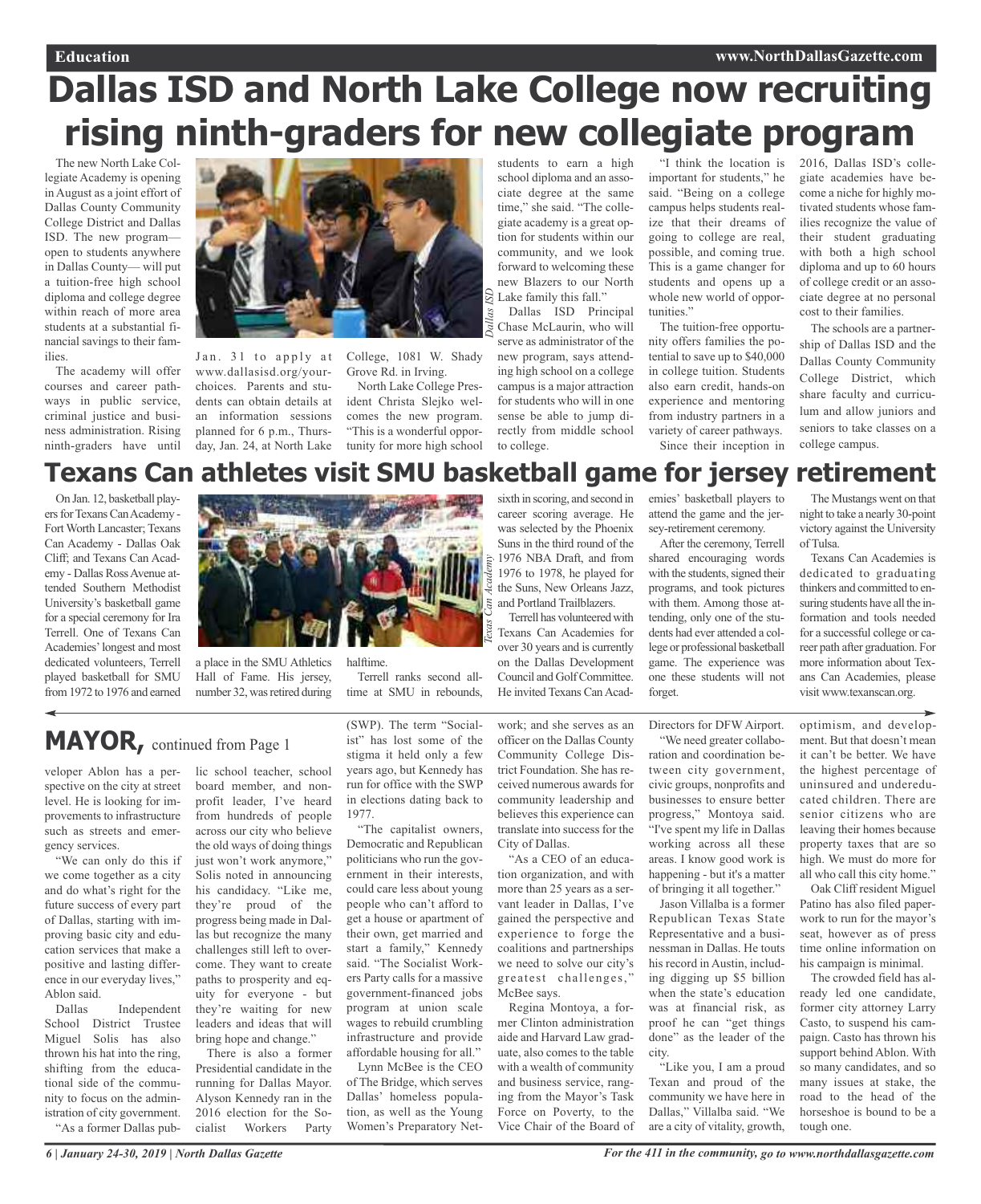# Dallas ISD and North Lake College now recruiting rising ninth-graders for new collegiate program

The new North Lake Collegiate Academy is opening in August as a joint effort of Dallas County Community College District and Dallas ISD. The new program—open to students anywhere in Dallas County— will put a tuition-free high school diploma and college degree within reach of more area students at a substantial financial savings to their families.

The academy will offer courses and career pathways in public service, criminal justice and business administration. Rising ninth-graders have until Jan. 31 to apply at www.dallasisd.org/yourchoices. Parents and students can obtain details at an information sessions planned for 6 p.m., Thursday, Jan. 24, at North Lake College, 1081 W. Shady Grove Rd. in Irving.

North Lake College President Christa Slejko welcomes the new program. "This is a wonderful opportunity for more high school students to earn a high school diploma and an associate degree at the same time," she said. "The collegiate academy is a great option for students within our community, and we look forward to welcoming these new Blazers to our North Lake family this fall."

Dallas ISD Principal Chase McLaurin, who will serve as administrator of the new program, says attending high school on a college campus is a major attraction for students who will in one sense be able to jump directly from middle school to college.

"I think the location is important for students," he said. "Being on a college campus helps students realize that their dreams of going to college are real, possible, and coming true. This is a game changer for students and opens up a whole new world of opportunities."

The tuition-free opportunity offers families the potential to save up to $40,000 in college tuition. Students also earn credit, hands-on experience and mentoring from industry partners in a variety of career pathways.

Since their inception in 2016, Dallas ISD's collegiate academies have become a niche for highly motivated students whose families recognize the value of their student graduating with both a high school diploma and up to 60 hours of college credit or an associate degree at no personal cost to their families.

The schools are a partnership of Dallas ISD and the Dallas County Community College District, which share faculty and curriculum and allow juniors and seniors to take classes on a college campus.

# Texans Can athletes visit SMU basketball game for jersey retirement

On Jan. 12, basketball players for Texans Can Academy - Fort Worth Lancaster; Texans Can Academy - Dallas Oak Cliff; and Texans Can Academy - Dallas Ross Avenue attended Southern Methodist University's basketball game for a special ceremony for Ira Terrell. One of Texans Can Academies' longest and most dedicated volunteers, Terrell played basketball for SMU from 1972 to 1976 and earned a place in the SMU Athletics Hall of Fame. His jersey, number 32, was retired during halftime.

Terrell ranks second all-time at SMU in rebounds, sixth in scoring, and second in career scoring average. He was selected by the Phoenix Suns in the third round of the 1976 NBA Draft, and from 1976 to 1978, he played for the Suns, New Orleans Jazz, and Portland Trailblazers.

Terrell has volunteered with Texans Can Academies for over 30 years and is currently on the Dallas Development Council and Golf Committee. He invited Texans Can Academies' basketball players to attend the game and the jersey-retirement ceremony.

After the ceremony, Terrell shared encouraging words with the students, signed their programs, and took pictures with them. Among those attending, only one of the students had ever attended a college or professional basketball game. The experience was one these students will not forget.

The Mustangs went on that night to take a nearly 30-point victory against the University of Tulsa.

Texans Can Academies is dedicated to graduating thinkers and committed to ensuring students have all the information and tools needed for a successful college or career path after graduation. For more information about Texans Can Academies, please visit www.texanscan.org.

# MAYOR, continued from Page 1

veloper Ablon has a perspective on the city at street level. He is looking for improvements to infrastructure such as streets and emergency services.

"We can only do this if we come together as a city and do what's right for the future success of every part of Dallas, starting with improving basic city and education services that make a positive and lasting difference in our everyday lives," Ablon said.

Dallas Independent School District Trustee Miguel Solis has also thrown his hat into the ring, shifting from the educational side of the community to focus on the administration of city government.

"As a former Dallas public school teacher, school board member, and nonprofit leader, I've heard from hundreds of people across our city who believe the old ways of doing things just won't work anymore," Solis noted in announcing his candidacy. "Like me, they're proud of the progress being made in Dallas but recognize the many challenges still left to overcome. They want to create paths to prosperity and equity for everyone - but they're waiting for new leaders and ideas that will bring hope and change."

There is also a former Presidential candidate in the running for Dallas Mayor. Alyson Kennedy ran in the 2016 election for the Socialist Workers Party (SWP). The term "Socialist" has lost some of the stigma it held only a few years ago, but Kennedy has run for office with the SWP in elections dating back to 1977.

"The capitalist owners, Democratic and Republican politicians who run the government in their interests, could care less about young people who can't afford to get a house or apartment of their own, get married and start a family," Kennedy said. "The Socialist Workers Party calls for a massive government-financed jobs program at union scale wages to rebuild crumbling infrastructure and provide affordable housing for all."

Lynn McBee is the CEO of The Bridge, which serves Dallas' homeless population, as well as the Young Women's Preparatory Network; and she serves as an officer on the Dallas County Community College District Foundation. She has received numerous awards for community leadership and believes this experience can translate into success for the City of Dallas.

"As a CEO of an education organization, and with more than 25 years as a servant leader in Dallas, I've gained the perspective and experience to forge the coalitions and partnerships we need to solve our city's greatest challenges," McBee says.

Regina Montoya, a former Clinton administration aide and Harvard Law graduate, also comes to the table with a wealth of community and business service, ranging from the Mayor's Task Force on Poverty, to the Vice Chair of the Board of Directors for DFW Airport.

"We need greater collaboration and coordination between city government, civic groups, nonprofits and businesses to ensure better progress," Montoya said. "I've spent my life in Dallas working across all these areas. I know good work is happening - but it's a matter of bringing it all together."

Jason Villalba is a former Republican Texas State Representative and a businessman in Dallas. He touts his record in Austin, including digging up $5 billion when the state's education was at financial risk, as proof he can "get things done" as the leader of the city.

"Like you, I am a proud Texan and proud of the community we have here in Dallas," Villalba said. "We are a city of vitality, growth, optimism, and development. But that doesn't mean it can't be better. We have the highest percentage of uninsured and undereducated children. There are senior citizens who are leaving their homes because property taxes that are so high. We must do more for all who call this city home."

Oak Cliff resident Miguel Patino has also filed paperwork to run for the mayor's seat, however as of press time online information on his campaign is minimal.

The crowded field has already led one candidate, former city attorney Larry Casto, to suspend his campaign. Casto has thrown his support behind Ablon. With so many candidates, and so many issues at stake, the road to the head of the horseshoe is bound to be a tough one.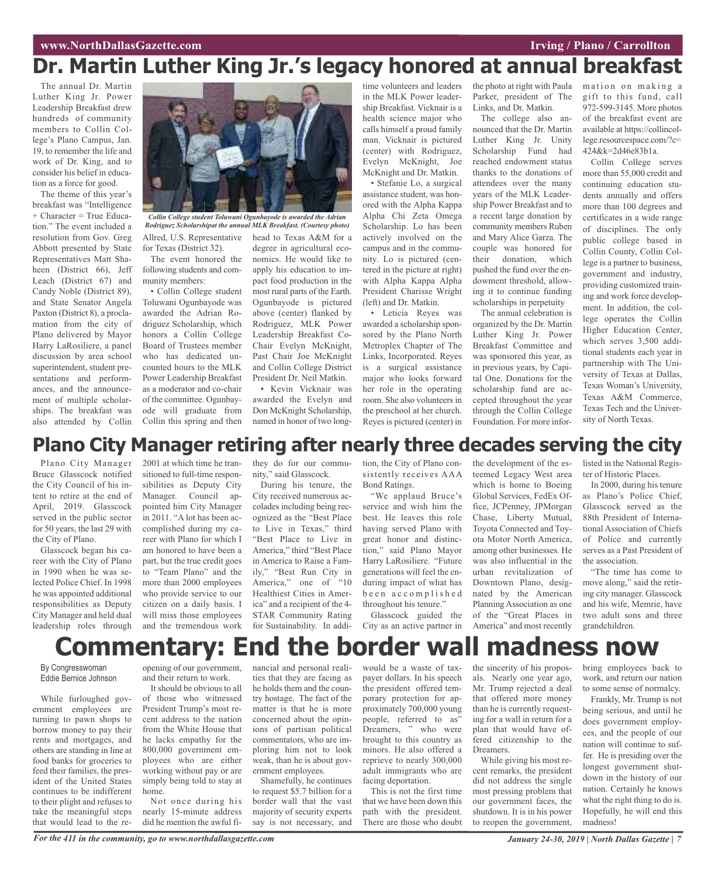# Dr. Martin Luther King Jr.'s legacy honored at annual breakfast

The annual Dr. Martin Luther King Jr. Power Leadership Breakfast drew hundreds of community members to Collin College's Plano Campus, Jan. 19, to remember the life and work of Dr. King, and to consider his belief in education as a force for good.

The theme of this year's breakfast was "Intelligence + Character = True Education." The event included a resolution from Gov. Greg Abbott presented by State Representatives Matt Shaheen (District 66), Jeff Leach (District 67) and Candy Noble (District 89), and State Senator Angela Paxton (District 8), a proclamation from the city of Plano delivered by Mayor Harry LaRosiliere, a panel discussion by area school superintendent, student presentations and performances, and the announcement of multiple scholarships. The breakfast was also attended by Collin Allred, U.S. Representative for Texas (District 32).

*Collin College student Toluwani Ogunbayode is awarded the Adrian Rodriguez Scholarshipat the annual MLK Breakfast. (Courtesy photo)*

The event honored the following students and community members:

• Collin College student Toluwani Ogunbayode was awarded the Adrian Rodriguez Scholarship, which honors a Collin College Board of Trustees member who has dedicated uncounted hours to the MLK Power Leadership Breakfast as a moderator and co-chair of the committee. Ogunbayode will graduate from Collin this spring and then head to Texas A&M for a degree in agricultural economics. He would like to apply his education to impact food production in the most rural parts of the Earth. Ogunbayode is pictured above (center) flanked by Rodriguez, MLK Power Leadership Breakfast Co-Chair Evelyn McKnight, Past Chair Joe McKnight and Collin College District President Dr. Neil Matkin.

• Kevin Vicknair was awarded the Evelyn and Don McKnight Scholarship, named in honor of two long-time volunteers and leaders in the MLK Power leadership Breakfast. Vicknair is a health science major who calls himself a proud family man. Vicknair is pictured (center) with Rodriguez, Evelyn McKnight, Joe McKnight and Dr. Matkin.

• Stefanie Lo, a surgical assistance student, was honored with the Alpha Kappa Alpha Chi Zeta Omega Scholarship. Lo has been actively involved on the campus and in the community. Lo is pictured (centered in the picture at right) with Alpha Kappa Alpha President Charisse Wright (left) and Dr. Matkin.

• Leticia Reyes was awarded a scholarship sponsored by the Plano North Metroplex Chapter of The Links, Incorporated. Reyes is a surgical assistance major who looks forward her role in the operating room. She also volunteers in the preschool at her church. Reyes is pictured (center) in the photo at right with Paula Parker, president of The Links, and Dr. Matkin.

The college also announced that the Dr. Martin Luther King Jr. Unity Scholarship Fund had reached endowment status thanks to the donations of attendees over the many years of the MLK Leadership Power Breakfast and to a recent large donation by community members Ruben and Mary Alice Garza. The couple was honored for their donation, which pushed the fund over the endowment threshold, allowing it to continue funding scholarships in perpetuity

The annual celebration is organized by the Dr. Martin Luther King Jr. Power Breakfast Committee and was sponsored this year, as in previous years, by Capital One. Donations for the scholarship fund are accepted throughout the year through the Collin College Foundation. For more information on making a gift to this fund, call 972-599-3145. More photos of the breakfast event are available at https://collincollege.resourcespace.com/?c=424&k=2d46e83b1a.

Collin College serves more than 55,000 credit and continuing education students annually and offers more than 100 degrees and certificates in a wide range of disciplines. The only public college based in Collin County, Collin College is a partner to business, government and industry, providing customized training and work force development. In addition, the college operates the Collin Higher Education Center, which serves 3,500 additional students each year in partnership with The University of Texas at Dallas, Texas Woman's University, Texas A&M Commerce, Texas Tech and the University of North Texas.

# Plano City Manager retiring after nearly three decades serving the city

Plano City Manager Bruce Glasscock notified the City Council of his intent to retire at the end of April, 2019. Glasscock served in the public sector for 50 years, the last 29 with the City of Plano.

Glasscock began his career with the City of Plano in 1990 when he was selected Police Chief. In 1998 he was appointed additional responsibilities as Deputy City Manager and held dual leadership roles through 2001 at which time he transitioned to full-time responsibilities as Deputy City Manager. Council appointed him City Manager in 2011. "A lot has been accomplished during my career with Plano for which I am honored to have been a part, but the true credit goes to "Team Plano" and the more than 2000 employees who provide service to our citizen on a daily basis. I will miss those employees and the tremendous work they do for our community," said Glasscock.

During his tenure, the City received numerous accolades including being recognized as the "Best Place to Live in Texas," third "Best Place to Live in America," third "Best Place in America to Raise a Family," "Best Run City in America," one of "10 Healthiest Cities in America" and a recipient of the 4-STAR Community Rating for Sustainability. In addition, the City of Plano consistently receives AAA Bond Ratings.

"We applaud Bruce's service and wish him the best. He leaves this role having served Plano with great honor and distinction," said Plano Mayor Harry LaRosiliere. "Future generations will feel the enduring impact of what has been accomplished throughout his tenure."

Glasscock guided the City as an active partner in the development of the esteemed Legacy West area which is home to Boeing Global Services, FedEx Office, JCPenney, JPMorgan Chase, Liberty Mutual, Toyota Connected and Toyota Motor North America, among other businesses. He was also influential in the urban revitalization of Downtown Plano, designated by the American Planning Association as one of the "Great Places in America" and most recently listed in the National Register of Historic Places.

In 2000, during his tenure as Plano's Police Chief, Glasscock served as the 88th President of International Association of Chiefs of Police and currently serves as a Past President of the association.

"The time has come to move along," said the retiring city manager. Glasscock and his wife, Memrie, have two adult sons and three grandchildren.

# Commentary: End the border wall madness now

By Congresswoman Eddie Bernice Johnson

While furloughed government employees are turning to pawn shops to borrow money to pay their rents and mortgages, and others are standing in line at food banks for groceries to feed their families, the president of the United States continues to be indifferent to their plight and refuses to take the meaningful steps that would lead to the reopening of our government, and their return to work.

It should be obvious to all of those who witnessed President Trump's most recent address to the nation from the White House that he lacks empathy for the 800,000 government employees who are either working without pay or are simply being told to stay at home.

Not once during his nearly 15-minute address did he mention the awful financial and personal realities that they are facing as he holds them and the country hostage. The fact of the matter is that he is more concerned about the opinions of partisan political commentators, who are imploring him not to look weak, than he is about government employees.

Shamefully, he continues to request $5.7 billion for a border wall that the vast majority of security experts say is not necessary, and would be a waste of taxpayer dollars. In his speech the president offered temporary protection for approximately 700,000 young people, referred to as" Dreamers, " who were brought to this country as minors. He also offered a reprieve to nearly 300,000 adult immigrants who are facing deportation.

This is not the first time that we have been down this path with the president. There are those who doubt the sincerity of his proposals. Nearly one year ago, Mr. Trump rejected a deal that offered more money than he is currently requesting for a wall in return for a plan that would have offered citizenship to the Dreamers.

While giving his most recent remarks, the president did not address the single most pressing problem that our government faces, the shutdown. It is in his power to reopen the government, bring employees back to work, and return our nation to some sense of normalcy.

Frankly, Mr. Trump is not being serious, and until he does government employees, and the people of our nation will continue to suffer. He is presiding over the longest government shutdown in the history of our nation. Certainly he knows what the right thing to do is. Hopefully, he will end this madness!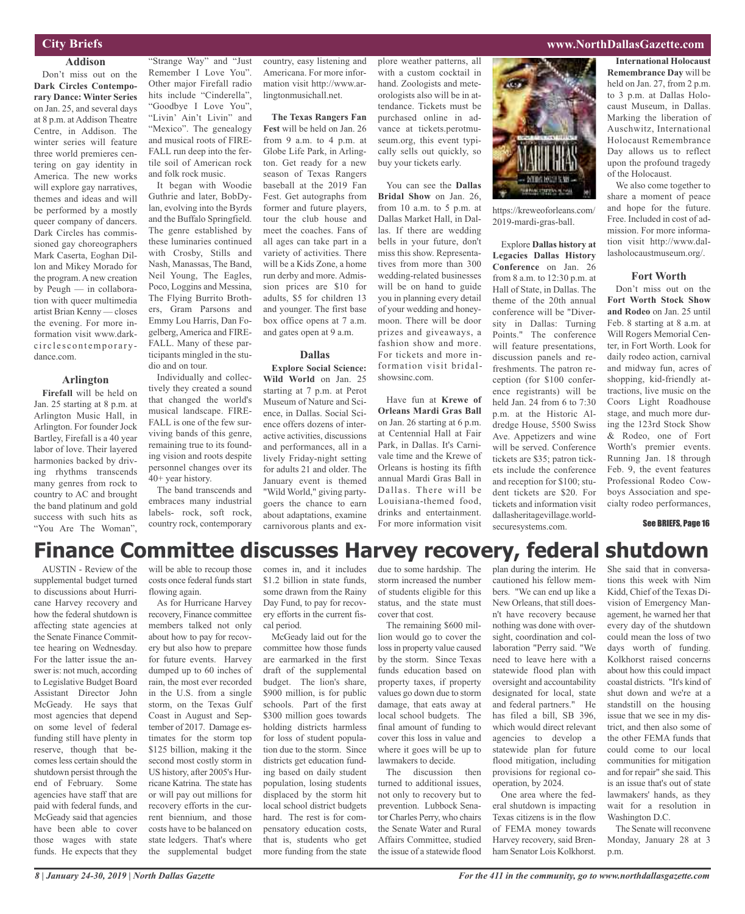## City Briefs

### Addison

Don't miss out on the **Dark Circles Contemporary Dance: Winter Series** on Jan. 25, and several days at 8 p.m. at Addison Theatre Centre, in Addison. The winter series will feature three world premieres centering on gay identity in America. The new works will explore gay narratives, themes and ideas and will be performed by a mostly queer company of dancers. Dark Circles has commissioned gay choreographers Mark Caserta, Eoghan Dillon and Mikey Morado for the program. A new creation by Peugh — in collaboration with queer multimedia artist Brian Kenny — closes the evening. For more information visit www.darkcirclescontemporarydance.com.

### Arlington

**Firefall** will be held on Jan. 25 starting at 8 p.m. at Arlington Music Hall, in Arlington. For founder Jock Bartley, Firefall is a 40 year labor of love. Their layered harmonies backed by driving rhythms transcends many genres from rock to country to AC and brought the band platinum and gold success with such hits as "You Are The Woman", "Strange Way" and "Just Remember I Love You". Other major Firefall radio hits include "Cinderella", "Goodbye I Love You", "Livin' Ain't Livin" and "Mexico". The genealogy and musical roots of FIREFALL run deep into the fertile soil of American rock and folk rock music.

It began with Woodie Guthrie and later, BobDylan, evolving into the Byrds and the Buffalo Springfield. The genre established by these luminaries continued with Crosby, Stills and Nash, Manassas, The Band, Neil Young, The Eagles, Poco, Loggins and Messina, The Flying Burrito Brothers, Gram Parsons and Emmy Lou Harris, Dan Fogelberg, America and FIREFALL. Many of these participants mingled in the studio and on tour.

Individually and collectively they created a sound that changed the world's musical landscape. FIREFALL is one of the few surviving bands of this genre, remaining true to its founding vision and roots despite personnel changes over its 40+ year history.

The band transcends and embraces many industrial labels- rock, soft rock, country rock, contemporary country, easy listening and Americana. For more information visit http://www.arlingtonmusichall.net.

**The Texas Rangers Fan Fest** will be held on Jan. 26 from 9 a.m. to 4 p.m. at Globe Life Park, in Arlington. Get ready for a new season of Texas Rangers baseball at the 2019 Fan Fest. Get autographs from former and future players, tour the club house and meet the coaches. Fans of all ages can take part in a variety of activities. There will be a Kids Zone, a home run derby and more. Admission prices are $10 for adults, $5 for children 13 and younger. The first base box office opens at 7 a.m. and gates open at 9 a.m.

### Dallas

**Explore Social Science: Wild World** on Jan. 25 starting at 7 p.m. at Perot Museum of Nature and Science, in Dallas. Social Science offers dozens of interactive activities, discussions and performances, all in a lively Friday-night setting for adults 21 and older. The January event is themed "Wild World," giving partygoers the chance to earn about adaptations, examine carnivorous plants and explore weather patterns, all with a custom cocktail in hand. Zoologists and meteorologists also will be in attendance. Tickets must be purchased online in advance at tickets.perotmuseum.org, this event typically sells out quickly, so buy your tickets early.

You can see the **Dallas Bridal Show** on Jan. 26, from 10 a.m. to 5 p.m. at Dallas Market Hall, in Dallas. If there are wedding bells in your future, don't miss this show. Representatives from more than 300 wedding-related businesses will be on hand to guide you in planning every detail of your wedding and honeymoon. There will be door prizes and giveaways, a fashion show and more. For tickets and more information visit bridalshowsinc.com.

Have fun at **Krewe of Orleans Mardi Gras Ball** on Jan. 26 starting at 6 p.m. at Centennial Hall at Fair Park, in Dallas. It's Carnivale time and the Krewe of Orleans is hosting its fifth annual Mardi Gras Ball in Dallas. There will be Louisiana-themed food, drinks and entertainment. For more information visit https://kreweoforleans.com/2019-mardi-gras-ball.

Explore **Dallas history at Legacies Dallas History Conference** on Jan. 26 from 8 a.m. to 12:30 p.m. at Hall of State, in Dallas. The theme of the 20th annual conference will be "Diversity in Dallas: Turning Points." The conference will feature presentations, discussion panels and refreshments. The patron reception (for $100 conference registrants) will be held Jan. 24 from 6 to 7:30 p.m. at the Historic Aldredge House, 5500 Swiss Ave. Appetizers and wine will be served. Conference tickets are $35; patron tickets include the conference and reception for $100; student tickets are $20. For tickets and information visit dallasheritagevillage.worldsecuresystems.com.

**International Holocaust Remembrance Day** will be held on Jan. 27, from 2 p.m. to 3 p.m. at Dallas Holocaust Museum, in Dallas. Marking the liberation of Auschwitz, International Holocaust Remembrance Day allows us to reflect upon the profound tragedy of the Holocaust.

We also come together to share a moment of peace and hope for the future. Free. Included in cost of admission. For more information visit http://www.dallasholocaustmuseum.org/.

### Fort Worth

Don't miss out on the **Fort Worth Stock Show and Rodeo** on Jan. 25 until Feb. 8 starting at 8 a.m. at Will Rogers Memorial Center, in Fort Worth. Look for daily rodeo action, carnival and midway fun, acres of shopping, kid-friendly attractions, live music on the Coors Light Roadhouse stage, and much more during the 123rd Stock Show & Rodeo, one of Fort Worth's premier events. Running Jan. 18 through Feb. 9, the event features Professional Rodeo Cowboys Association and specialty rodeo performances,

See BRIEFS, Page 16

# Finance Committee discusses Harvey recovery, federal shutdown

AUSTIN - Review of the supplemental budget turned to discussions about Hurricane Harvey recovery and how the federal shutdown is affecting state agencies at the Senate Finance Committee hearing on Wednesday. For the latter issue the answer is: not much, according to Legislative Budget Board Assistant Director John McGeady. He says that most agencies that depend on some level of federal funding still have plenty in reserve, though that becomes less certain should the shutdown persist through the end of February. Some agencies have staff that are paid with federal funds, and McGeady said that agencies have been able to cover those wages with state funds. He expects that they will be able to recoup those costs once federal funds start flowing again.

As for Hurricane Harvey recovery, Finance committee members talked not only about how to pay for recovery but also how to prepare for future events. Harvey dumped up to 60 inches of rain, the most ever recorded in the U.S. from a single storm, on the Texas Gulf Coast in August and September of 2017. Damage estimates for the storm top $125 billion, making it the second most costly storm in US history, after 2005's Hurricane Katrina. The state has or will pay out millions for recovery efforts in the current biennium, and those costs have to be balanced on state ledgers. That's where the supplemental budget comes in, and it includes $1.2 billion in state funds, some drawn from the Rainy Day Fund, to pay for recovery efforts in the current fiscal period.

McGeady laid out for the committee how those funds are earmarked in the first draft of the supplemental budget. The lion's share, $900 million, is for public schools. Part of the first $300 million goes towards holding districts harmless for loss of student population due to the storm. Since districts get education funding based on daily student population, losing students displaced by the storm hit local school district budgets hard. The rest is for compensatory education costs, that is, students who get more funding from the state due to some hardship. The storm increased the number of students eligible for this status, and the state must cover that cost.

The remaining $600 million would go to cover the loss in property value caused by the storm. Since Texas funds education based on property taxes, if property values go down due to storm damage, that eats away at local school budgets. The final amount of funding to cover this loss in value and where it goes will be up to lawmakers to decide.

The discussion then turned to additional issues, not only to recovery but to prevention. Lubbock Senator Charles Perry, who chairs the Senate Water and Rural Affairs Committee, studied the issue of a statewide flood plan during the interim. He cautioned his fellow members. "We can end up like a New Orleans, that still doesn't have recovery because nothing was done with oversight, coordination and collaboration "Perry said. "We need to leave here with a statewide flood plan with oversight and accountability designated for local, state and federal partners." He has filed a bill, SB 396, which would direct relevant agencies to develop a statewide plan for future flood mitigation, including provisions for regional cooperation, by 2024.

One area where the federal shutdown is impacting Texas citizens is in the flow of FEMA money towards Harvey recovery, said Brenham Senator Lois Kolkhorst. She said that in conversations this week with Nim Kidd, Chief of the Texas Division of Emergency Management, he warned her that every day of the shutdown could mean the loss of two days worth of funding. Kolkhorst raised concerns about how this could impact coastal districts. "It's kind of shut down and we're at a standstill on the housing issue that we see in my district, and then also some of the other FEMA funds that could come to our local communities for mitigation and for repair" she said. This is an issue that's out of state lawmakers' hands, as they wait for a resolution in Washington D.C.

The Senate will reconvene Monday, January 28 at 3 p.m.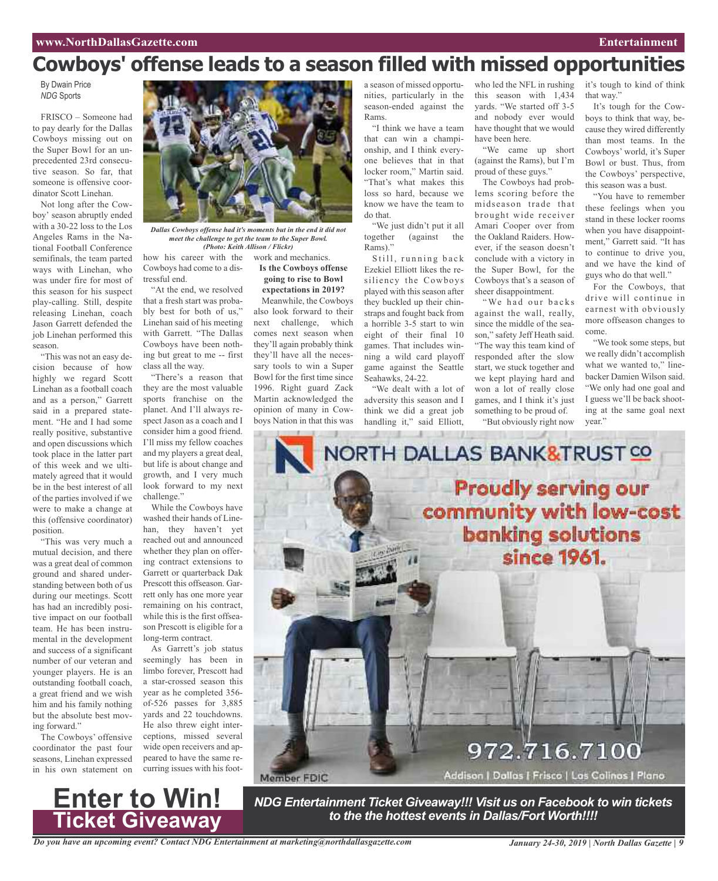# Cowboys' offense leads to a season filled with missed opportunities

By Dwain Price
*NDG* Sports

FRISCO – Someone had to pay dearly for the Dallas Cowboys missing out on the Super Bowl for an unprecedented 23rd consecutive season. So far, that someone is offensive coordinator Scott Linehan.

Not long after the Cowboy' season abruptly ended with a 30-22 loss to the Los Angeles Rams in the National Football Conference semifinals, the team parted ways with Linehan, who was under fire for most of this season for his suspect play-calling. Still, despite releasing Linehan, coach Jason Garrett defended the job Linehan performed this season.

"This was not an easy decision because of how highly we regard Scott Linehan as a football coach and as a person," Garrett said in a prepared statement. "He and I had some really positive, substantive and open discussions which took place in the latter part of this week and we ultimately agreed that it would be in the best interest of all of the parties involved if we were to make a change at this (offensive coordinator) position.

"This was very much a mutual decision, and there was a great deal of common ground and shared understanding between both of us during our meetings. Scott has had an incredibly positive impact on our football team. He has been instrumental in the development and success of a significant number of our veteran and younger players. He is an outstanding football coach, a great friend and we wish him and his family nothing but the absolute best moving forward."

The Cowboys' offensive coordinator the past four seasons, Linehan expressed in his own statement on how his career with the Cowboys had come to a distressful end.

*Dallas Cowboys offense had it's moments but in the end it did not meet the challenge to get the team to the Super Bowl. (Photo: Keith Allison / Flickr)*

"At the end, we resolved that a fresh start was probably best for both of us," Linehan said of his meeting with Garrett. "The Dallas Cowboys have been nothing but great to me -- first class all the way.

"There's a reason that they are the most valuable sports franchise on the planet. And I'll always respect Jason as a coach and I consider him a good friend. I'll miss my fellow coaches and my players a great deal, but life is about change and growth, and I very much look forward to my next challenge."

While the Cowboys have washed their hands of Linehan, they haven't yet reached out and announced whether they plan on offering contract extensions to Garrett or quarterback Dak Prescott this offseason. Garrett only has one more year remaining on his contract, while this is the first offseason Prescott is eligible for a long-term contract.

As Garrett's job status seemingly has been in limbo forever, Prescott had a star-crossed season this year as he completed 356-of-526 passes for 3,885 yards and 22 touchdowns. He also threw eight interceptions, missed several wide open receivers and appeared to have the same recurring issues with his footwork and mechanics.

**Is the Cowboys offense going to rise to Bowl expectations in 2019?**

Meanwhile, the Cowboys also look forward to their next challenge, which comes next season when they'll again probably think they'll have all the necessary tools to win a Super Bowl for the first time since 1996. Right guard Zack Martin acknowledged the opinion of many in Cowboys Nation in that this was a season of missed opportunities, particularly in the season-ended against the Rams.

"I think we have a team that can win a championship, and I think everyone believes that in that locker room," Martin said. "That's what makes this loss so hard, because we know we have the team to do that.

"We just didn't put it all together (against the Rams)."

Still, running back Ezekiel Elliott likes the resiliency the Cowboys played with this season after they buckled up their chinstraps and fought back from a horrible 3-5 start to win eight of their final 10 games. That includes winning a wild card playoff game against the Seattle Seahawks, 24-22.

"We dealt with a lot of adversity this season and I think we did a great job handling it," said Elliott, who led the NFL in rushing this season with 1,434 yards. "We started off 3-5 and nobody ever would have thought that we would have been here.

"We came up short (against the Rams), but I'm proud of these guys."

The Cowboys had problems scoring before the midseason trade that brought wide receiver Amari Cooper over from the Oakland Raiders. However, if the season doesn't conclude with a victory in the Super Bowl, for the Cowboys that's a season of sheer disappointment.

"We had our backs against the wall, really, since the middle of the season," safety Jeff Heath said. "The way this team kind of responded after the slow start, we stuck together and we kept playing hard and won a lot of really close games, and I think it's just something to be proud of.

"But obviously right now it's tough to kind of think that way."

It's tough for the Cowboys to think that way, because they wired differently than most teams. In the Cowboys' world, it's Super Bowl or bust. Thus, from the Cowboys' perspective, this season was a bust.

"You have to remember these feelings when you stand in these locker rooms when you have disappointment," Garrett said. "It has to continue to drive you, and we have the kind of guys who do that well."

For the Cowboys, that drive will continue in earnest with obviously more offseason changes to come.

"We took some steps, but we really didn't accomplish what we wanted to," linebacker Damien Wilson said. "We only had one goal and I guess we'll be back shooting at the same goal next year."

NORTH DALLAS BANK & TRUST CO

Proudly serving our community with low-cost banking solutions since 1961.

972.716.7100

Member FDIC

Addison | Dallas | Frisco | Las Colinas | Plano

**Enter to Win! Ticket Giveaway**

***NDG Entertainment Ticket Giveaway!!! Visit us on Facebook to win tickets to the the hottest events in Dallas/Fort Worth!!!!***

***Do you have an upcoming event? Contact NDG Entertainment at marketing@northdallasgazette.com***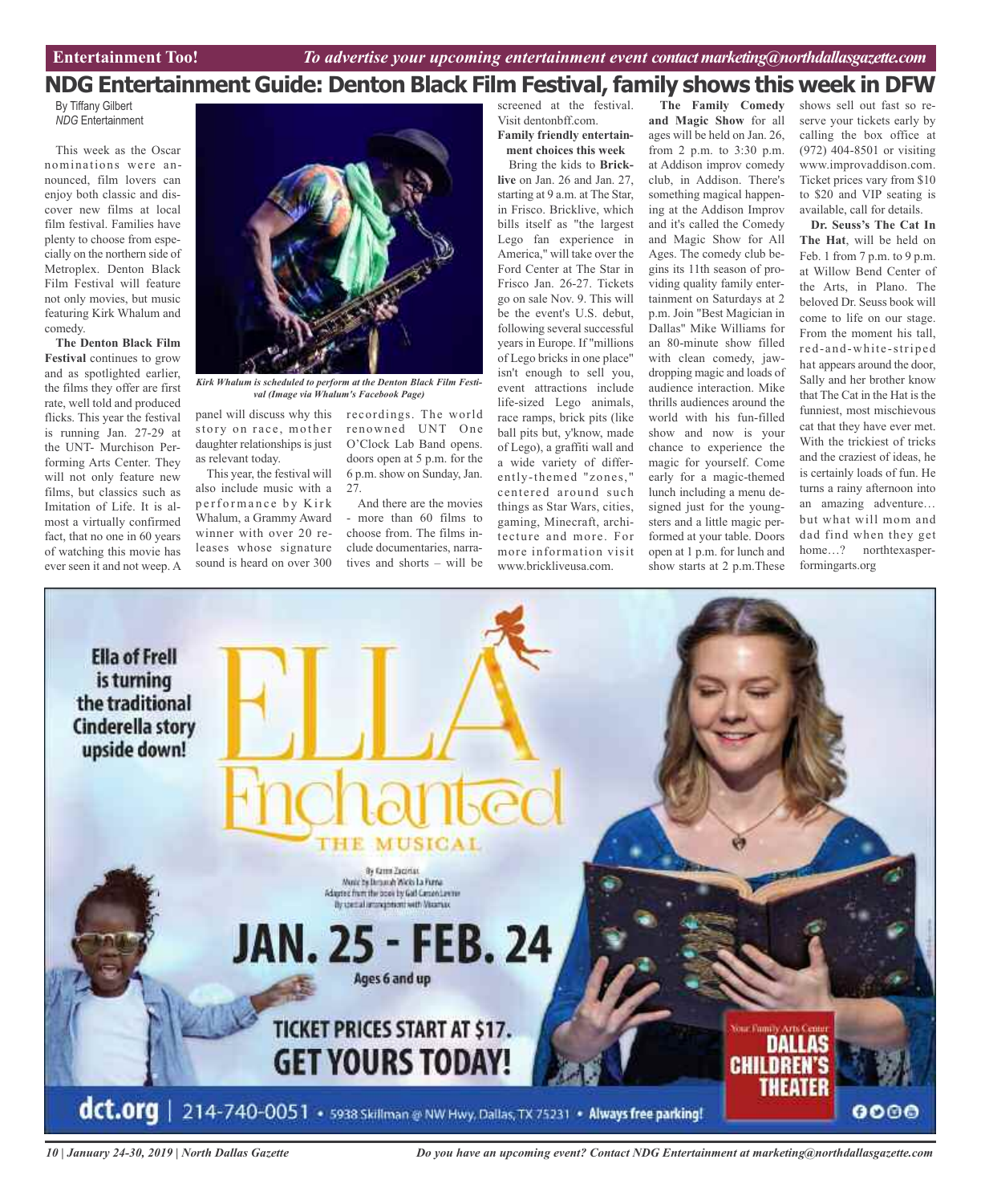# NDG Entertainment Guide: Denton Black Film Festival, family shows this week in DFW

By Tiffany Gilbert
*NDG* Entertainment

This week as the Oscar nominations were announced, film lovers can enjoy both classic and discover new films at local film festival. Families have plenty to choose from especially on the northern side of Metroplex. Denton Black Film Festival will feature not only movies, but music featuring Kirk Whalum and comedy.

**The Denton Black Film Festival** continues to grow and as spotlighted earlier, the films they offer are first rate, well told and produced flicks. This year the festival is running Jan. 27-29 at the UNT- Murchison Performing Arts Center. They will not only feature new films, but classics such as Imitation of Life. It is almost a virtually confirmed fact, that no one in 60 years of watching this movie has ever seen it and not weep. A panel will discuss why this story on race, mother daughter relationships is just as relevant today.

*Kirk Whalum is scheduled to perform at the Denton Black Film Festival (Image via Whalum's Facebook Page)*

This year, the festival will also include music with a performance by Kirk Whalum, a Grammy Award winner with over 20 releases whose signature sound is heard on over 300 recordings. The world renowned UNT One O'Clock Lab Band opens. doors open at 5 p.m. for the 6 p.m. show on Sunday, Jan. 27.

And there are the movies - more than 60 films to choose from. The films include documentaries, narratives and shorts – will be screened at the festival. Visit dentonbff.com.

**Family friendly entertainment choices this week**

Bring the kids to **Bricklive** on Jan. 26 and Jan. 27, starting at 9 a.m. at The Star, in Frisco. Bricklive, which bills itself as "the largest Lego fan experience in America," will take over the Ford Center at The Star in Frisco Jan. 26-27. Tickets go on sale Nov. 9. This will be the event's U.S. debut, following several successful years in Europe. If "millions of Lego bricks in one place" isn't enough to sell you, event attractions include life-sized Lego animals, race ramps, brick pits (like ball pits but, y'know, made of Lego), a graffiti wall and a wide variety of differently-themed "zones," centered around such things as Star Wars, cities, gaming, Minecraft, architecture and more. For more information visit www.brickliveusa.com.

**The Family Comedy and Magic Show** for all ages will be held on Jan. 26, from 2 p.m. to 3:30 p.m. at Addison improv comedy club, in Addison. There's something magical happening at the Addison Improv and it's called the Comedy and Magic Show for All Ages. The comedy club begins its 11th season of providing quality family entertainment on Saturdays at 2 p.m. Join "Best Magician in Dallas" Mike Williams for an 80-minute show filled with clean comedy, jaw-dropping magic and loads of audience interaction. Mike thrills audiences around the world with his fun-filled show and now is your chance to experience the magic for yourself. Come early for a magic-themed lunch including a menu designed just for the youngsters and a little magic performed at your table. Doors open at 1 p.m. for lunch and show starts at 2 p.m.These shows sell out fast so reserve your tickets early by calling the box office at (972) 404-8501 or visiting www.improvaddison.com. Ticket prices vary from $10 to $20 and VIP seating is available, call for details.

**Dr. Seuss's The Cat In The Hat**, will be held on Feb. 1 from 7 p.m. to 9 p.m. at Willow Bend Center of the Arts, in Plano. The beloved Dr. Seuss book will come to life on our stage. From the moment his tall, red-and-white-striped hat appears around the door, Sally and her brother know that The Cat in the Hat is the funniest, most mischievous cat that they have ever met. With the trickiest of tricks and the craziest of ideas, he is certainly loads of fun. He turns a rainy afternoon into an amazing adventure… but what will mom and dad find when they get home…? northtexasperformingarts.org

Ella of Frell is turning the traditional Cinderella story upside down!

ELLA Enchanted THE MUSICAL

By Karen Zacarías
Music by Deborah Wicks La Puma
Adapted from the book by Gail Carson Levine
By special arrangement with Vitamax

JAN. 25 - FEB. 24
Ages 6 and up

TICKET PRICES START AT $17.
GET YOURS TODAY!

Your Family Arts Center
DALLAS CHILDREN'S THEATER

dct.org | 214-740-0051 • 5938 Skillman @ NW Hwy, Dallas, TX 75231 • Always free parking!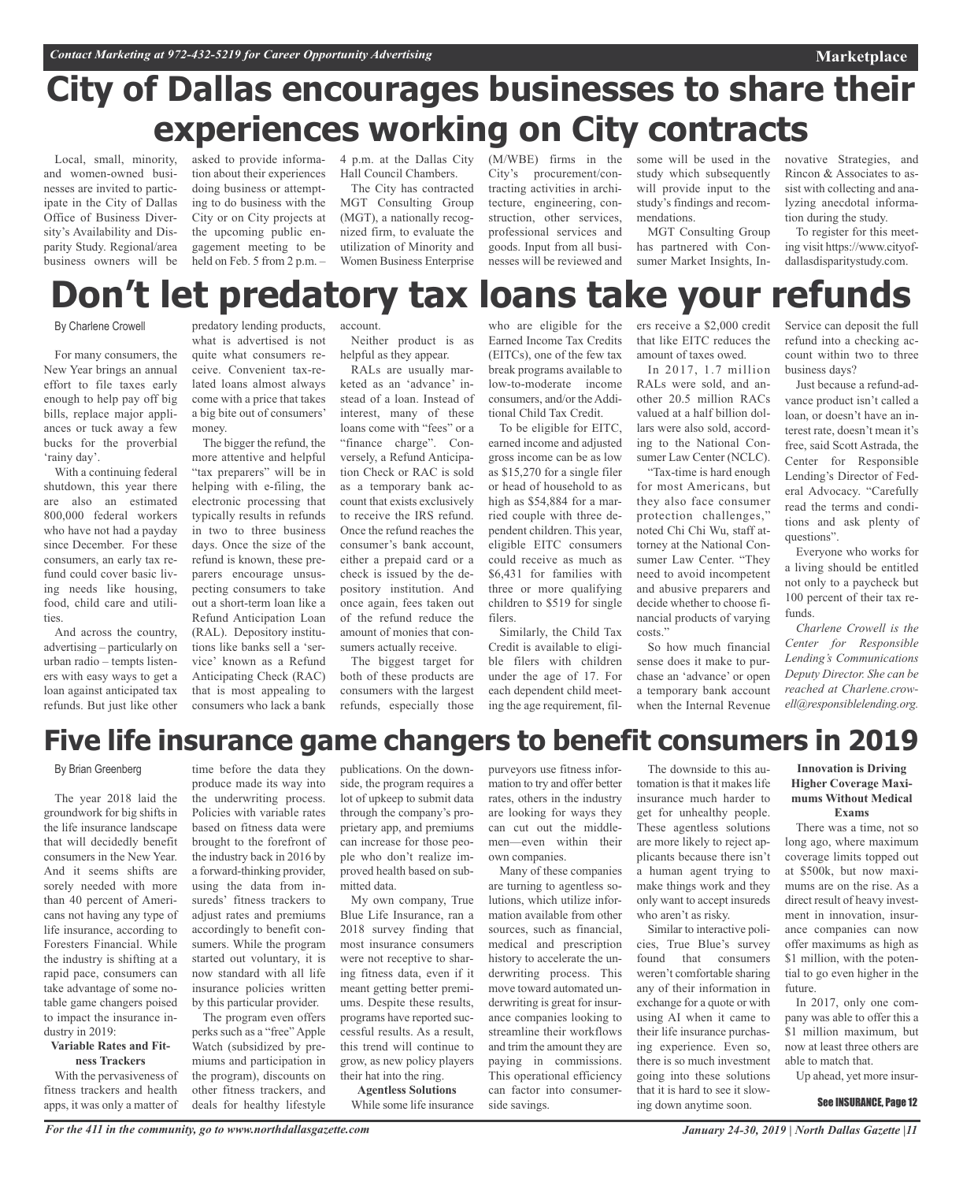# City of Dallas encourages businesses to share their experiences working on City contracts

Local, small, minority, and women-owned businesses are invited to participate in the City of Dallas Office of Business Diversity's Availability and Disparity Study. Regional/area business owners will be asked to provide information about their experiences doing business or attempting to do business with the City or on City projects at the upcoming public engagement meeting to be held on Feb. 5 from 2 p.m. – 4 p.m. at the Dallas City Hall Council Chambers.

The City has contracted MGT Consulting Group (MGT), a nationally recognized firm, to evaluate the utilization of Minority and Women Business Enterprise (M/WBE) firms in the City's procurement/contracting activities in architecture, engineering, construction, other services, professional services and goods. Input from all businesses will be reviewed and some will be used in the study which subsequently will provide input to the study's findings and recommendations.

MGT Consulting Group has partnered with Consumer Market Insights, Innovative Strategies, and Rincon & Associates to assist with collecting and analyzing anecdotal information during the study.

To register for this meeting visit https://www.cityofdallasdisparitystudy.com.

# Don't let predatory tax loans take your refunds

By Charlene Crowell

For many consumers, the New Year brings an annual effort to file taxes early enough to help pay off big bills, replace major appliances or tuck away a few bucks for the proverbial 'rainy day'.

With a continuing federal shutdown, this year there are also an estimated 800,000 federal workers who have not had a payday since December. For these consumers, an early tax refund could cover basic living needs like housing, food, child care and utilities.

And across the country, advertising – particularly on urban radio – tempts listeners with easy ways to get a loan against anticipated tax refunds. But just like other predatory lending products, what is advertised is not quite what consumers receive. Convenient tax-related loans almost always come with a price that takes a big bite out of consumers' money.

The bigger the refund, the more attentive and helpful "tax preparers" will be in helping with e-filing, the electronic processing that typically results in refunds in two to three business days. Once the size of the refund is known, these preparers encourage unsuspecting consumers to take out a short-term loan like a Refund Anticipation Loan (RAL). Depository institutions like banks sell a 'service' known as a Refund Anticipating Check (RAC) that is most appealing to consumers who lack a bank account.

Neither product is as helpful as they appear.

RALs are usually marketed as an 'advance' instead of a loan. Instead of interest, many of these loans come with "fees" or a "finance charge". Conversely, a Refund Anticipation Check or RAC is sold as a temporary bank account that exists exclusively to receive the IRS refund. Once the refund reaches the consumer's bank account, either a prepaid card or a check is issued by the depository institution. And once again, fees taken out of the refund reduce the amount of monies that consumers actually receive.

The biggest target for both of these products are consumers with the largest refunds, especially those who are eligible for the Earned Income Tax Credits (EITCs), one of the few tax break programs available to low-to-moderate income consumers, and/or the Additional Child Tax Credit.

To be eligible for EITC, earned income and adjusted gross income can be as low as $15,270 for a single filer or head of household to as high as $54,884 for a married couple with three dependent children. This year, eligible EITC consumers could receive as much as $6,431 for families with three or more qualifying children to $519 for single filers.

Similarly, the Child Tax Credit is available to eligible filers with children under the age of 17. For each dependent child meeting the age requirement, filers receive a $2,000 credit that like EITC reduces the amount of taxes owed.

In 2017, 1.7 million RALs were sold, and another 20.5 million RACs valued at a half billion dollars were also sold, according to the National Consumer Law Center (NCLC).

"Tax-time is hard enough for most Americans, but they also face consumer protection challenges," noted Chi Chi Wu, staff attorney at the National Consumer Law Center. "They need to avoid incompetent and abusive preparers and decide whether to choose financial products of varying costs."

So how much financial sense does it make to purchase an 'advance' or open a temporary bank account when the Internal Revenue Service can deposit the full refund into a checking account within two to three business days?

Just because a refund-advance product isn't called a loan, or doesn't have an interest rate, doesn't mean it's free, said Scott Astrada, the Center for Responsible Lending's Director of Federal Advocacy. "Carefully read the terms and conditions and ask plenty of questions".

Everyone who works for a living should be entitled not only to a paycheck but 100 percent of their tax refunds.

*Charlene Crowell is the Center for Responsible Lending's Communications Deputy Director. She can be reached at Charlene.crowell@responsiblelending.org.*

# Five life insurance game changers to benefit consumers in 2019

By Brian Greenberg

The year 2018 laid the groundwork for big shifts in the life insurance landscape that will decidedly benefit consumers in the New Year. And it seems shifts are sorely needed with more than 40 percent of Americans not having any type of life insurance, according to Foresters Financial. While the industry is shifting at a rapid pace, consumers can take advantage of some notable game changers poised to impact the insurance industry in 2019:

**Variable Rates and Fitness Trackers**

With the pervasiveness of fitness trackers and health apps, it was only a matter of time before the data they produce made its way into the underwriting process. Policies with variable rates based on fitness data were brought to the forefront of the industry back in 2016 by a forward-thinking provider, using the data from insureds' fitness trackers to adjust rates and premiums accordingly to benefit consumers. While the program started out voluntary, it is now standard with all life insurance policies written by this particular provider.

The program even offers perks such as a "free" Apple Watch (subsidized by premiums and participation in the program), discounts on other fitness trackers, and deals for healthy lifestyle publications. On the downside, the program requires a lot of upkeep to submit data through the company's proprietary app, and premiums can increase for those people who don't realize improved health based on submitted data.

My own company, True Blue Life Insurance, ran a 2018 survey finding that most insurance consumers were not receptive to sharing fitness data, even if it meant getting better premiums. Despite these results, programs have reported successful results. As a result, this trend will continue to grow, as new policy players their hat into the ring.

**Agentless Solutions**

While some life insurance purveyors use fitness information to try and offer better rates, others in the industry are looking for ways they can cut out the middlemen—even within their own companies.

Many of these companies are turning to agentless solutions, which utilize information available from other sources, such as financial, medical and prescription history to accelerate the underwriting process. This move toward automated underwriting is great for insurance companies looking to streamline their workflows and trim the amount they are paying in commissions. This operational efficiency can factor into consumer-side savings.

The downside to this automation is that it makes life insurance much harder to get for unhealthy people. These agentless solutions are more likely to reject applicants because there isn't a human agent trying to make things work and they only want to accept insureds who aren't as risky.

Similar to interactive policies, True Blue's survey found that consumers weren't comfortable sharing any of their information in exchange for a quote or with using AI when it came to their life insurance purchasing experience. Even so, there is so much investment going into these solutions that it is hard to see it slowing down anytime soon.

**Innovation is Driving Higher Coverage Maximums Without Medical Exams**

There was a time, not so long ago, where maximum coverage limits topped out at $500k, but now maximums are on the rise. As a direct result of heavy investment in innovation, insurance companies can now offer maximums as high as $1 million, with the potential to go even higher in the future.

In 2017, only one company was able to offer this a $1 million maximum, but now at least three others are able to match that.

Up ahead, yet more insur-

**See INSURANCE, Page 12**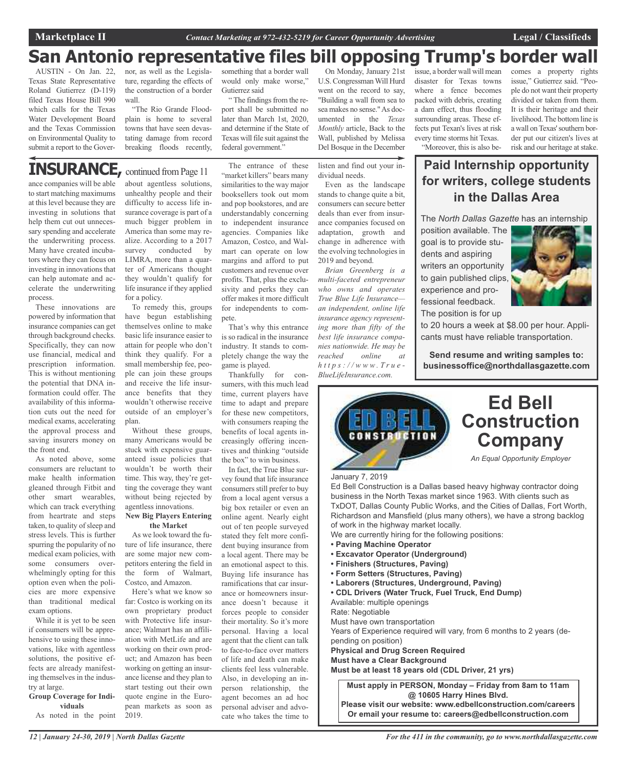# San Antonio representative files bill opposing Trump's border wall

AUSTIN - On Jan. 22, Texas State Representative Roland Gutierrez (D-119) filed Texas House Bill 990 which calls for the Texas Water Development Board and the Texas Commission on Environmental Quality to submit a report to the Governor, as well as the Legislature, regarding the effects of the construction of a border wall.

"The Rio Grande Floodplain is home to several towns that have seen devastating damage from record breaking floods recently, something that a border wall would only make worse," Gutierrez said

"The findings from the report shall be submitted no later than March 1st, 2020, and determine if the State of Texas will file suit against the federal government."

On Monday, January 21st U.S. Congressman Will Hurd went on the record to say, "Building a wall from sea to sea makes no sense." As documented in the *Texas Monthly* article, Back to the Wall, published by Melissa Del Bosque in the December issue, a border wall will mean disaster for Texas towns where a fence becomes packed with debris, creating a dam effect, thus flooding surrounding areas. These effects put Texan's lives at risk every time storms hit Texas.

"Moreover, this is also becomes a property rights issue," Gutierrez said. "People do not want their property divided or taken from them. It is their heritage and their livelihood. The bottom line is a wall on Texas' southern border put our citizen's lives at risk and our heritage at stake.

## INSURANCE, continued from Page 11

ance companies will be able to start matching maximums at this level because they are investing in solutions that help them cut out unnecessary spending and accelerate the underwriting process. Many have created incubators where they can focus on investing in innovations that can help automate and accelerate the underwriting process.

These innovations are powered by information that insurance companies can get through background checks. Specifically, they can now use financial, medical and prescription information. This is without mentioning the potential that DNA information could offer. The availability of this information cuts out the need for medical exams, accelerating the approval process and saving insurers money on the front end.

As noted above, some consumers are reluctant to make health information gleaned through Fitbit and other smart wearables, which can track everything from heartrate and steps taken, to quality of sleep and stress levels. This is further spurring the popularity of no medical exam policies, with some consumers overwhelmingly opting for this option even when the policies are more expensive than traditional medical exam options.

While it is yet to be seen if consumers will be apprehensive to using these innovations, like with agentless solutions, the positive effects are already manifesting themselves in the industry at large.

**Group Coverage for Individuals**

As noted in the point about agentless solutions, unhealthy people and their difficulty to access life insurance coverage is part of a much bigger problem in America than some may realize. According to a 2017 survey conducted by LIMRA, more than a quarter of Americans thought they wouldn't qualify for life insurance if they applied for a policy.

To remedy this, groups have begun establishing themselves online to make basic life insurance easier to attain for people who don't think they qualify. For a small membership fee, people can join these groups and receive the life insurance benefits that they wouldn't otherwise receive outside of an employer's plan.

Without these groups, many Americans would be stuck with expensive guaranteed issue policies that wouldn't be worth their time. This way, they're getting the coverage they want without being rejected by agentless innovations.

**New Big Players Entering the Market**

As we look toward the future of life insurance, there are some major new competitors entering the field in the form of Walmart, Costco, and Amazon.

Here's what we know so far: Costco is working on its own proprietary product with Protective life insurance; Walmart has an affiliation with MetLife and are working on their own product; and Amazon has been working on getting an insurance license and they plan to start testing out their own quote engine in the European markets as soon as 2019.

The entrance of these "market killers" bears many similarities to the way major booksellers took out mom and pop bookstores, and are understandably concerning to independent insurance agencies. Companies like Amazon, Costco, and Walmart can operate on low margins and afford to put customers and revenue over profits. That, plus the exclusivity and perks they can offer makes it more difficult for independents to compete.

That's why this entrance is so radical in the insurance industry. It stands to completely change the way the game is played.

Thankfully for consumers, with this much lead time, current players have time to adapt and prepare for these new competitors, with consumers reaping the benefits of local agents increasingly offering incentives and thinking "outside the box" to win business.

In fact, the True Blue survey found that life insurance consumers still prefer to buy from a local agent versus a big box retailer or even an online agent. Nearly eight out of ten people surveyed stated they felt more confident buying insurance from a local agent. There may be an emotional aspect to this. Buying life insurance has ramifications that car insurance or homeowners insurance doesn't because it forces people to consider their mortality. So it's more personal. Having a local agent that the client can talk to face-to-face over matters of life and death can make clients feel less vulnerable. Also, in developing an in-person relationship, the agent becomes an ad hoc personal adviser and advocate who takes the time to listen and find out your individual needs.

Even as the landscape stands to change quite a bit, consumers can secure better deals than ever from insurance companies focused on adaptation, growth and change in adherence with the evolving technologies in 2019 and beyond.

*Brian Greenberg is a multi-faceted entrepreneur who owns and operates True Blue Life Insurance—an independent, online life insurance agency representing more than fifty of the best life insurance companies nationwide. He may be reached online at https://www.True-BlueLifeInsurance.com.*

## Paid Internship opportunity for writers, college students in the Dallas Area

The *North Dallas Gazette* has an internship position available. The goal is to provide students and aspiring writers an opportunity to gain published clips, experience and professional feedback. The position is for up to 20 hours a week at $8.00 per hour. Applicants must have reliable transportation.

**Send resume and writing samples to: businessoffice@northdallasgazette.com**

## Ed Bell Construction Company

*An Equal Opportunity Employer*

January 7, 2019

Ed Bell Construction is a Dallas based heavy highway contractor doing business in the North Texas market since 1963. With clients such as TxDOT, Dallas County Public Works, and the Cities of Dallas, Fort Worth, Richardson and Mansfield (plus many others), we have a strong backlog of work in the highway market locally.

We are currently hiring for the following positions:

- **Paving Machine Operator**
- **Excavator Operator (Underground)**
- **Finishers (Structures, Paving)**
- **Form Setters (Structures, Paving)**
- **Laborers (Structures, Underground, Paving)**
- **CDL Drivers (Water Truck, Fuel Truck, End Dump)**

Available: multiple openings

Rate: Negotiable

Must have own transportation

Years of Experience required will vary, from 6 months to 2 years (depending on position)

**Physical and Drug Screen Required**

**Must have a Clear Background**

**Must be at least 18 years old (CDL Driver, 21 yrs)**

**Must apply in PERSON, Monday – Friday from 8am to 11am @ 10605 Harry Hines Blvd.**

**Please visit our website: www.edbellconstruction.com/careers**

**Or email your resume to: careers@edbellconstruction.com**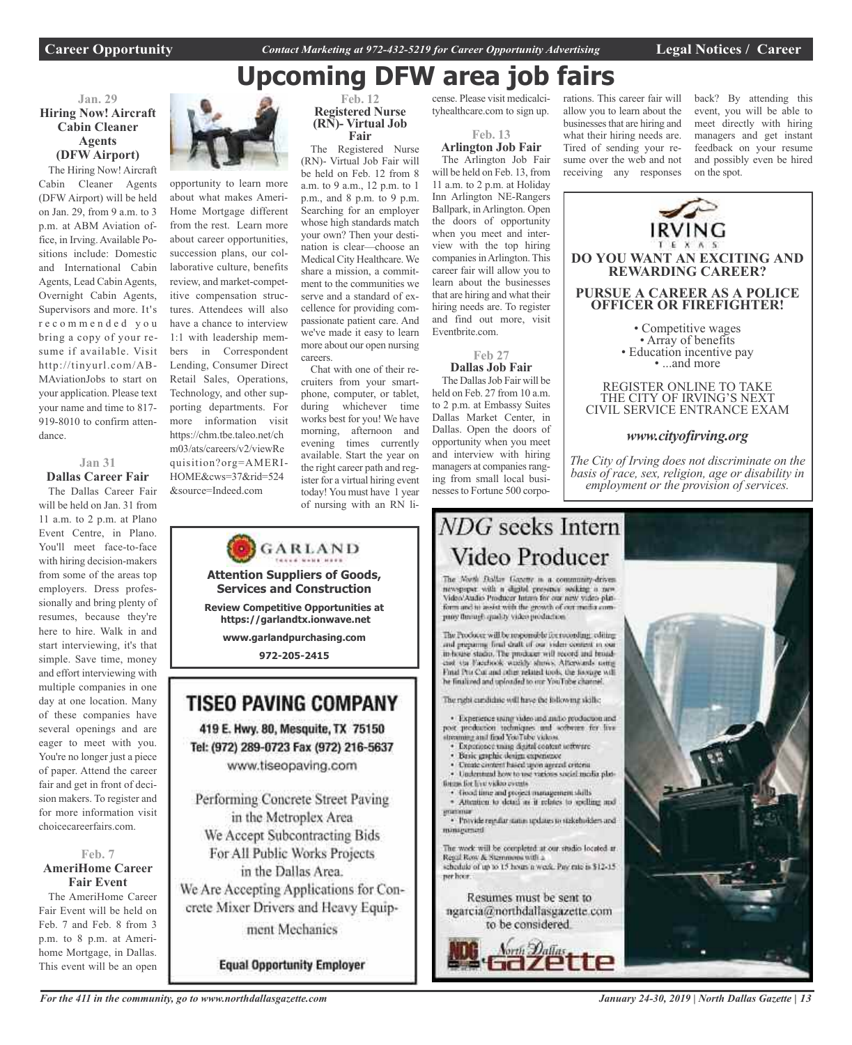# Upcoming DFW area job fairs

### Jan. 29
### Hiring Now! Aircraft Cabin Cleaner Agents (DFW Airport)

The Hiring Now! Aircraft Cabin Cleaner Agents (DFW Airport) will be held on Jan. 29, from 9 a.m. to 3 p.m. at ABM Aviation office, in Irving. Available Positions include: Domestic and International Cabin Agents, Lead Cabin Agents, Overnight Cabin Agents, Supervisors and more. It's recommended you bring a copy of your resume if available. Visit http://tinyurl.com/ABMAviationJobs to start on your application. Please text your name and time to 817-919-8010 to confirm attendance.

### Jan 31
### Dallas Career Fair

The Dallas Career Fair will be held on Jan. 31 from 11 a.m. to 2 p.m. at Plano Event Centre, in Plano. You'll meet face-to-face with hiring decision-makers from some of the areas top employers. Dress professionally and bring plenty of resumes, because they're here to hire. Walk in and start interviewing, it's that simple. Save time, money and effort interviewing with multiple companies in one day at one location. Many of these companies have several openings and are eager to meet with you. You're no longer just a piece of paper. Attend the career fair and get in front of decision makers. To register and for more information visit choicecareerfairs.com.

### Feb. 7
### AmeriHome Career Fair Event

The AmeriHome Career Fair Event will be held on Feb. 7 and Feb. 8 from 3 p.m. to 8 p.m. at Amerihome Mortgage, in Dallas. This event will be an open opportunity to learn more about what makes AmeriHome Mortgage different from the rest. Learn more about career opportunities, succession plans, our collaborative culture, benefits review, and market-competitive compensation structures. Attendees will also have a chance to interview 1:1 with leadership members in Correspondent Lending, Consumer Direct Retail Sales, Operations, Technology, and other supporting departments. For more information visit https://chm.tbe.taleo.net/chm03/ats/careers/v2/viewRequisition?org=AMERIHOME&cws=37&rid=524&source=Indeed.com

### Feb. 12
### Registered Nurse (RN)- Virtual Job Fair

The Registered Nurse (RN)- Virtual Job Fair will be held on Feb. 12 from 8 a.m. to 9 a.m., 12 p.m. to 1 p.m., and 8 p.m. to 9 p.m. Searching for an employer whose high standards match your own? Then your destination is clear—choose an Medical City Healthcare. We share a mission, a commitment to the communities we serve and a standard of excellence for providing compassionate patient care. And we've made it easy to learn more about our open nursing careers.

Chat with one of their recruiters from your smartphone, computer, or tablet, during whichever time works best for you! We have morning, afternoon and evening times currently available. Start the year on the right career path and register for a virtual hiring event today! You must have 1 year of nursing with an RN license. Please visit medicalcityhealthcare.com to sign up.

### Feb. 13
### Arlington Job Fair

The Arlington Job Fair will be held on Feb. 13, from 11 a.m. to 2 p.m. at Holiday Inn Arlington NE-Rangers Ballpark, in Arlington. Open the doors of opportunity when you meet and interview with the top hiring companies in Arlington. This career fair will allow you to learn about the businesses that are hiring and what their hiring needs are. To register and find out more, visit Eventbrite.com.

### Feb 27
### Dallas Job Fair

The Dallas Job Fair will be held on Feb. 27 from 10 a.m. to 2 p.m. at Embassy Suites Dallas Market Center, in Dallas. Open the doors of opportunity when you meet and interview with hiring managers at companies ranging from small local businesses to Fortune 500 corporations. This career fair will allow you to learn about the businesses that are hiring and what their hiring needs are. Tired of sending your resume over the web and not receiving any responses back? By attending this event, you will be able to meet directly with hiring managers and get instant feedback on your resume and possibly even be hired on the spot.

---

IRVING TEXAS

**DO YOU WANT AN EXCITING AND REWARDING CAREER?**

**PURSUE A CAREER AS A POLICE OFFICER OR FIREFIGHTER!**

- Competitive wages
- Array of benefits
- Education incentive pay
- ...and more

REGISTER ONLINE TO TAKE THE CITY OF IRVING'S NEXT CIVIL SERVICE ENTRANCE EXAM

***www.cityofirving.org***

*The City of Irving does not discriminate on the basis of race, sex, religion, age or disability in employment or the provision of services.*

---

GARLAND

**Attention Suppliers of Goods, Services and Construction**

**Review Competitive Opportunities at https://garlandtx.ionwave.net**

**www.garlandpurchasing.com**

**972-205-2415**

---

## TISEO PAVING COMPANY

419 E. Hwy. 80, Mesquite, TX 75150
Tel: (972) 289-0723 Fax (972) 216-5637
www.tiseopaving.com

Performing Concrete Street Paving in the Metroplex Area
We Accept Subcontracting Bids For All Public Works Projects in the Dallas Area.
We Are Accepting Applications for Concrete Mixer Drivers and Heavy Equipment Mechanics

**Equal Opportunity Employer**

---

## *NDG* seeks Intern Video Producer

The North Dallas Gazette is a community-driven newspaper with a digital presence seeking a new Video/Audio Producer Intern for our new video platform and to assist with the growth of our media company through quality video production.

The Producer will be responsible for recording, editing and preparing final draft of our video content in our in-house studio. The producer will record and broadcast via Facebook weekly shows. Afterwards using Final Pro Cut and other related tools, the footage will be finalized and uploaded to our YouTube channel.

The right candidate will have the following skills:

- Experience using video and audio production and post production techniques and software for live streaming and final YouTube videos.
- Experience using digital content software
- Basic graphic design experience
- Create content based upon agreed criteria
- Understand how to use various social media platforms for live video events
- Good time and project management skills
- Attention to detail as it relates to spelling and grammar
- Provide regular status updates to stakeholders and management

The work will be completed at our studio located at Regal Row & Stemmons with a schedule of up to 15 hours a week. Pay rate is $12-15 per hour.

Resumes must be sent to ngarcia@northdallasgazette.com to be considered.

NDG North Dallas Gazette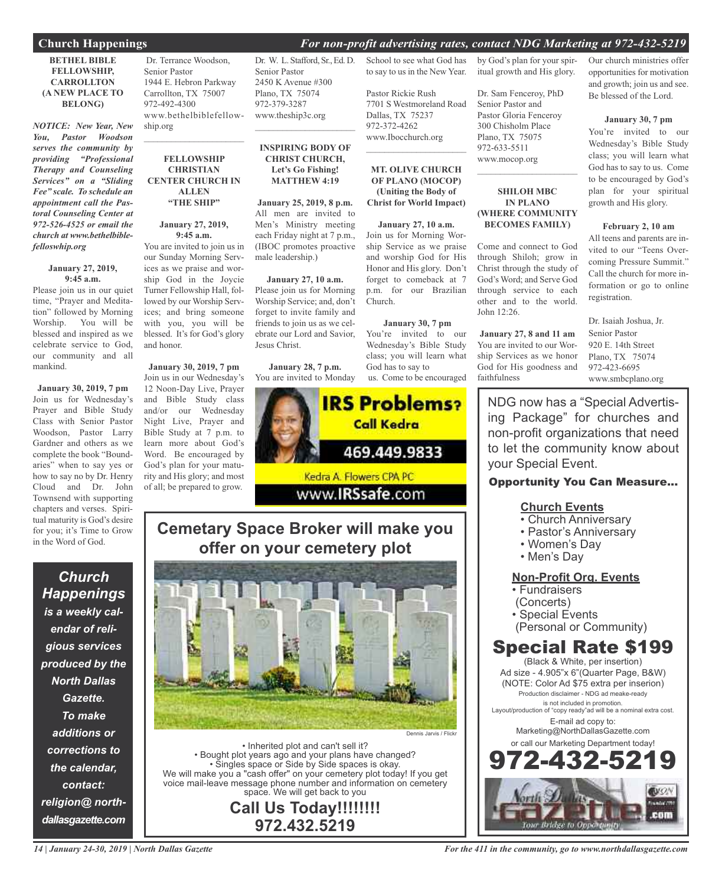# Church Happenings

*For non-profit advertising rates, contact NDG Marketing at 972-432-5219*

**BETHEL BIBLE FELLOWSHIP, CARROLLTON (A NEW PLACE TO BELONG)**

***NOTICE: New Year, New You, Pastor Woodson serves the community by providing "Professional Therapy and Counseling Services" on a "Sliding Fee" scale. To schedule an appointment call the Pastoral Counseling Center at 972-526-4525 or email the church at www.bethelbiblefelloswhip.org***

**January 27, 2019, 9:45 a.m.**
Please join us in our quiet time, "Prayer and Meditation" followed by Morning Worship. You will be blessed and inspired as we celebrate service to God, our community and all mankind.

**January 30, 2019, 7 pm**
Join us for Wednesday's Prayer and Bible Study Class with Senior Pastor Woodson, Pastor Larry Gardner and others as we complete the book "Boundaries" when to say yes or how to say no by Dr. Henry Cloud and Dr. John Townsend with supporting chapters and verses. Spiritual maturity is God's desire for you; it's Time to Grow in the Word of God.

Dr. Terrance Woodson,
Senior Pastor
1944 E. Hebron Parkway
Carrollton, TX 75007
972-492-4300
www.bethelbiblefellowship.org

---

**FELLOWSHIP CHRISTIAN CENTER CHURCH IN ALLEN "THE SHIP"**

**January 27, 2019, 9:45 a.m.**
You are invited to join us in our Sunday Morning Services as we praise and worship God in the Joycie Turner Fellowship Hall, followed by our Worship Services; and bring someone with you, you will be blessed. It's for God's glory and honor.

**January 30, 2019, 7 pm**
Join us in our Wednesday's 12 Noon-Day Live, Prayer and Bible Study class and/or our Wednesday Night Live, Prayer and Bible Study at 7 p.m. to learn more about God's Word. Be encouraged by God's plan for your maturity and His glory; and most of all; be prepared to grow.

Dr. W. L. Stafford, Sr., Ed. D.
Senior Pastor
2450 K Avenue #300
Plano, TX 75074
972-379-3287
www.theship3c.org

---

**INSPIRING BODY OF CHRIST CHURCH, Let's Go Fishing! MATTHEW 4:19**

**January 25, 2019, 8 p.m.**
All men are invited to Men's Ministry meeting each Friday night at 7 p.m., (IBOC promotes proactive male leadership.)

**January 27, 10 a.m.**
Please join us for Morning Worship Service; and, don't forget to invite family and friends to join us as we celebrate our Lord and Savior, Jesus Christ.

**January 28, 7 p.m.**
You are invited to Monday School to see what God has to say to us in the New Year.

Pastor Rickie Rush
7701 S Westmoreland Road
Dallas, TX 75237
972-372-4262
www.Ibocchurch.org

---

**MT. OLIVE CHURCH OF PLANO (MOCOP) (Uniting the Body of Christ for World Impact)**

**January 27, 10 a.m.**
Join us for Morning Worship Service as we praise and worship God for His Honor and His glory. Don't forget to comeback at 7 p.m. for our Brazilian Church.

**January 30, 7 pm**
You're invited to our Wednesday's Bible Study class; you will learn what God has to say to us. Come to be encouraged by God's plan for your spiritual growth and His glory.

Dr. Sam Fenceroy, PhD
Senior Pastor and
Pastor Gloria Fenceroy
300 Chisholm Place
Plano, TX 75075
972-633-5511
www.mocop.org

---

**SHILOH MBC IN PLANO (WHERE COMMUNITY BECOMES FAMILY)**

Come and connect to God through Shiloh; grow in Christ through the study of God's Word; and Serve God through service to each other and to the world. John 12:26.

**January 27, 8 and 11 am**
You are invited to our Worship Services as we honor God for His goodness and faithfulness

Our church ministries offer opportunities for motivation and growth; join us and see. Be blessed of the Lord.

**January 30, 7 pm**
You're invited to our Wednesday's Bible Study class; you will learn what God has to say to us. Come to be encouraged by God's plan for your spiritual growth and His glory.

**February 2, 10 am**
All teens and parents are invited to our "Teens Overcoming Pressure Summit." Call the church for more information or go to online registration.

Dr. Isaiah Joshua, Jr.
Senior Pastor
920 E. 14th Street
Plano, TX 75074
972-423-6695
www.smbcplano.org

---

***Church Happenings is a weekly calendar of religious services produced by the North Dallas Gazette. To make additions or corrections to the calendar, contact: religion@ northdallasgazette.com***

---

**IRS Problems? Call Kedra**
**469.449.9833**
Kedra A. Flowers CPA PC
www.IRSsafe.com

---

## Cemetary Space Broker will make you offer on your cemetery plot

Dennis Jarvis / Flickr

- Inherited plot and can't sell it?
- Bought plot years ago and your plans have changed?
- Singles space or Side by Side spaces is okay.

We will make you a "cash offer" on your cemetery plot today! If you get voice mail-leave message phone number and information on cemetery space. We will get back to you

**Call Us Today!!!!!!!!**
**972.432.5219**

---

NDG now has a "Special Advertising Package" for churches and non-profit organizations that need to let the community know about your Special Event.

**Opportunity You Can Measure...**

**Church Events**
- Church Anniversary
- Pastor's Anniversary
- Women's Day
- Men's Day

**Non-Profit Org. Events**
- Fundraisers (Concerts)
- Special Events (Personal or Community)

## Special Rate $199

(Black & White, per insertion)
Ad size - 4.905"x 6"(Quarter Page, B&W)
(NOTE: Color Ad $75 extra per insertion)
Production disclaimer - NDG ad meake-ready is not included in promotion.
Layout/production of "copy ready"ad will be a nominal extra cost.
E-mail ad copy to:
Marketing@NorthDallasGazette.com
or call our Marketing Department today!

**972-432-5219**

North Dallas Gazette .com — Your Bridge to Opportunity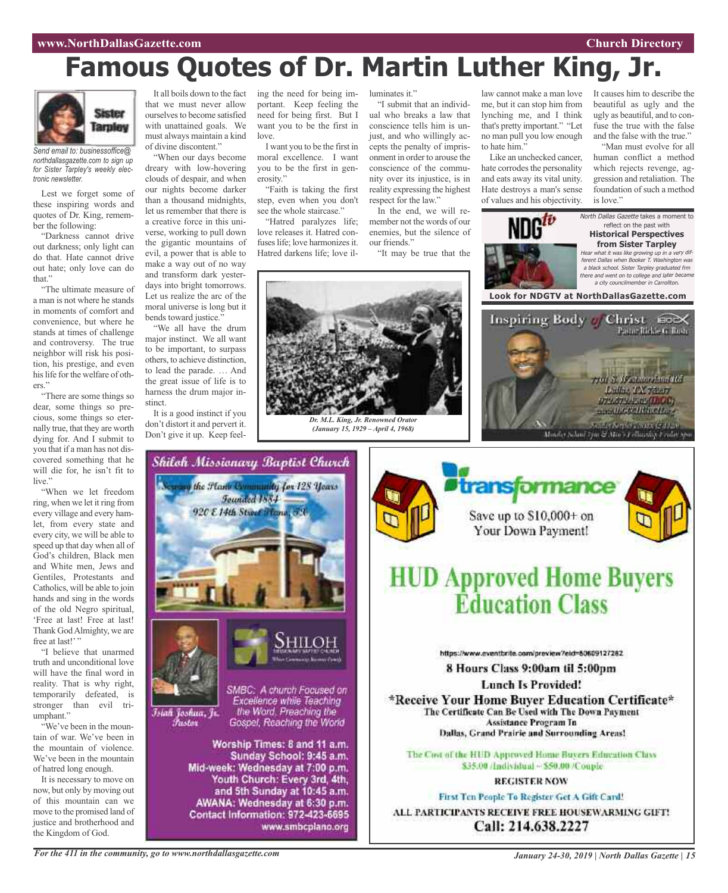# Famous Quotes of Dr. Martin Luther King, Jr.

Sister Tarpley

*Send email to: businessoffice@northdallasgazette.com to sign up for Sister Tarpley's weekly electronic newsletter.*

Lest we forget some of these inspiring words and quotes of Dr. King, remember the following:

"Darkness cannot drive out darkness; only light can do that. Hate cannot drive out hate; only love can do that."

"The ultimate measure of a man is not where he stands in moments of comfort and convenience, but where he stands at times of challenge and controversy. The true neighbor will risk his position, his prestige, and even his life for the welfare of others."

"There are some things so dear, some things so precious, some things so eternally true, that they are worth dying for. And I submit to you that if a man has not discovered something that he will die for, he isn't fit to live."

"When we let freedom ring, when we let it ring from every village and every hamlet, from every state and every city, we will be able to speed up that day when all of God's children, Black men and White men, Jews and Gentiles, Protestants and Catholics, will be able to join hands and sing in the words of the old Negro spiritual, 'Free at last! Free at last! Thank God Almighty, we are free at last!' "

"I believe that unarmed truth and unconditional love will have the final word in reality. That is why right, temporarily defeated, is stronger than evil triumphant."

"We've been in the mountain of war. We've been in the mountain of violence. We've been in the mountain of hatred long enough.

It is necessary to move on now, but only by moving out of this mountain can we move to the promised land of justice and brotherhood and the Kingdom of God.

It all boils down to the fact that we must never allow ourselves to become satisfied with unattained goals. We must always maintain a kind of divine discontent."

"When our days become dreary with low-hovering clouds of despair, and when our nights become darker than a thousand midnights, let us remember that there is a creative force in this universe, working to pull down the gigantic mountains of evil, a power that is able to make a way out of no way and transform dark yesterdays into bright tomorrows. Let us realize the arc of the moral universe is long but it bends toward justice."

"We all have the drum major instinct. We all want to be important, to surpass others, to achieve distinction, to lead the parade. … And the great issue of life is to harness the drum major instinct.

It is a good instinct if you don't distort it and pervert it. Don't give it up. Keep feeling the need for being important. Keep feeling the need for being first. But I want you to be the first in love.

I want you to be the first in moral excellence. I want you to be the first in generosity."

"Faith is taking the first step, even when you don't see the whole staircase."

"Hatred paralyzes life; love releases it. Hatred confuses life; love harmonizes it. Hatred darkens life; love illuminates it."

"I submit that an individual who breaks a law that conscience tells him is unjust, and who willingly accepts the penalty of imprisonment in order to arouse the conscience of the community over its injustice, is in reality expressing the highest respect for the law."

In the end, we will remember not the words of our enemies, but the silence of our friends."

"It may be true that the law cannot make a man love me, but it can stop him from lynching me, and I think that's pretty important." "Let no man pull you low enough to hate him."

Like an unchecked cancer, hate corrodes the personality and eats away its vital unity. Hate destroys a man's sense of values and his objectivity. It causes him to describe the beautiful as ugly and the ugly as beautiful, and to confuse the true with the false and the false with the true."

"Man must evolve for all human conflict a method which rejects revenge, aggression and retaliation. The foundation of such a method is love."

*Dr. M.L. King, Jr. Renowned Orator (January 15, 1929 – April 4, 1968)*

---

NDG tv

*North Dallas Gazette* takes a moment to reflect on the past with **Historical Perspectives from Sister Tarpley**

*Hear what it was like growing up in a very different Dallas when Booker T. Washington was a black school. Sister Tarpley graduated frm there and went on to college and later became a city councilmember in Carrollton.*

**Look for NDGTV at NorthDallasGazette.com**

---

Inspiring Body of Christ

Pastor Rickie G. Rush

7701 S. Westmoreland Rd
Dallas, TX 75237
972.372.4262 (IBOC)
www.IBOCCHURCH.org

Sunday Service 8:00am & 11:00am
Monday School 7pm & Men's Fellowship Friday 5pm

---

## Shiloh Missionary Baptist Church

Serving the Plano Community for 128 Years
Founded 1884
920 E 14th Street Plano, TX

SHILOH

Isiah Joshua, Jr.
Pastor

SMBC: A church Focused on Excellence while Teaching the Word. Preaching the Gospel, Reaching the World

**Worship Times: 8 and 11 a.m.**
**Sunday School: 9:45 a.m.**
**Mid-week: Wednesday at 7:00 p.m.**
**Youth Church: Every 3rd, 4th, and 5th Sunday at 10:45 a.m.**
**AWANA: Wednesday at 6:30 p.m.**
**Contact Information: 972-423-6695**
**www.smbcplano.org**

---

transformance

Save up to $10,000+ on Your Down Payment!

## HUD Approved Home Buyers Education Class

https://www.eventbrite.com/preview?eid=60609127262

**8 Hours Class 9:00am til 5:00pm**

**Lunch Is Provided!**

**\*Receive Your Home Buyer Education Certificate\***

**The Certificate Can Be Used with The Down Payment Assistance Program In Dallas, Grand Prairie and Surrounding Areas!**

The Cost of the HUD Approved Home Buyers Education Class $35.00 /Individual – $50.00 /Couple

**REGISTER NOW**

**First Ten People To Register Get A Gift Card!**

**ALL PARTICIPANTS RECEIVE FREE HOUSEWARMING GIFT!**

**Call: 214.638.2227**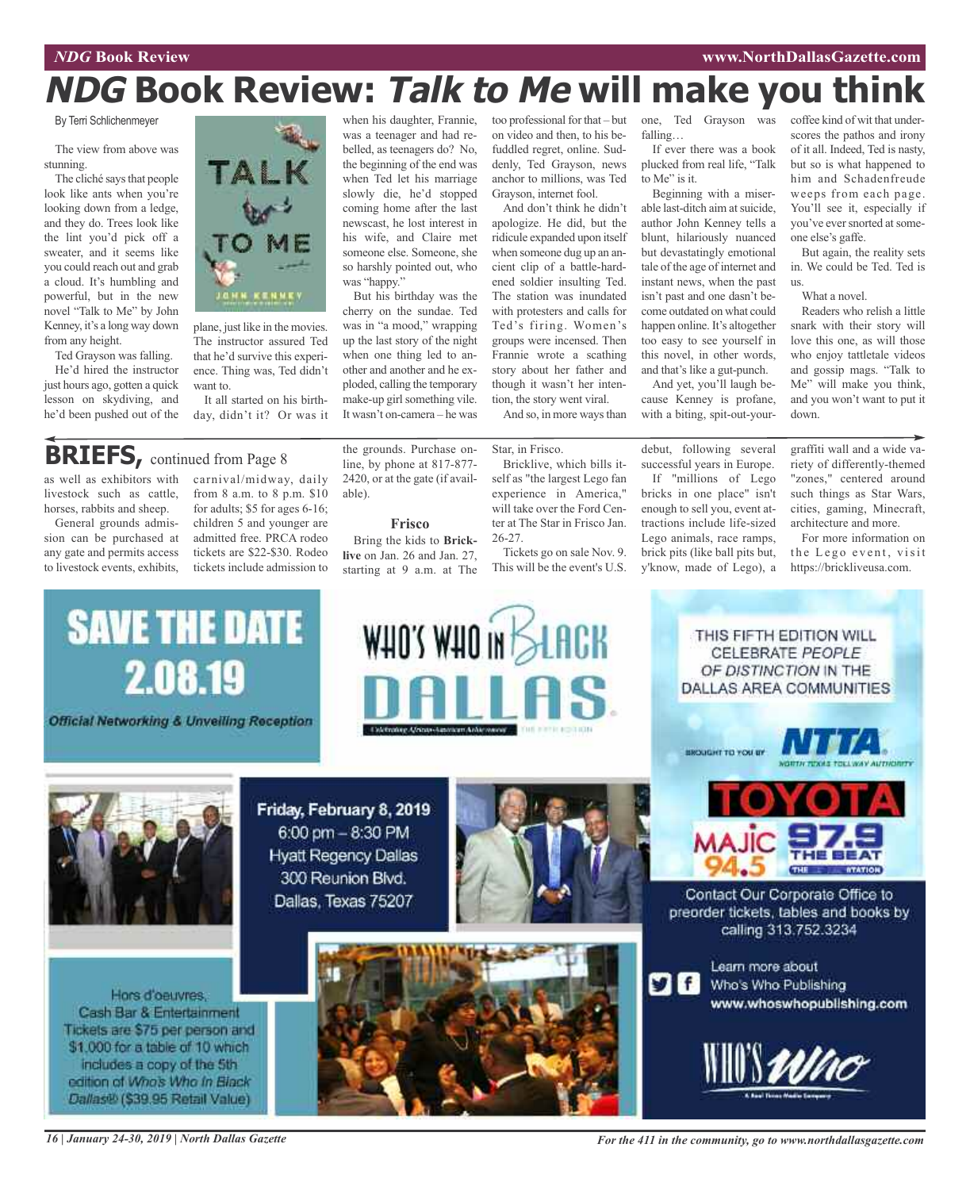# *NDG* Book Review: *Talk to Me* will make you think

By Terri Schlichenmeyer

The view from above was stunning.

The cliché says that people look like ants when you're looking down from a ledge, and they do. Trees look like the lint you'd pick off a sweater, and it seems like you could reach out and grab a cloud. It's humbling and powerful, but in the new novel "Talk to Me" by John Kenney, it's a long way down from any height.

Ted Grayson was falling.

He'd hired the instructor just hours ago, gotten a quick lesson on skydiving, and he'd been pushed out of the plane, just like in the movies. The instructor assured Ted that he'd survive this experience. Thing was, Ted didn't want to.

It all started on his birthday, didn't it? Or was it when his daughter, Frannie, was a teenager and had rebelled, as teenagers do? No, the beginning of the end was when Ted let his marriage slowly die, he'd stopped coming home after the last newscast, he lost interest in his wife, and Claire met someone else. Someone, she so harshly pointed out, who was "happy."

But his birthday was the cherry on the sundae. Ted was in "a mood," wrapping up the last story of the night when one thing led to another and another and he exploded, calling the temporary make-up girl something vile. It wasn't on-camera – he was too professional for that – but on video and then, to his befuddled regret, online. Suddenly, Ted Grayson, news anchor to millions, was Ted Grayson, internet fool.

And don't think he didn't apologize. He did, but the ridicule expanded upon itself when someone dug up an ancient clip of a battle-hardened soldier insulting Ted. The station was inundated with protesters and calls for Ted's firing. Women's groups were incensed. Then Frannie wrote a scathing story about her father and though it wasn't her intention, the story went viral.

And so, in more ways than one, Ted Grayson was falling…

If ever there was a book plucked from real life, "Talk to Me" is it.

Beginning with a miserable last-ditch aim at suicide, author John Kenney tells a blunt, hilariously nuanced but devastatingly emotional tale of the age of internet and instant news, when the past isn't past and one dasn't become outdated on what could happen online. It's altogether too easy to see yourself in this novel, in other words, and that's like a gut-punch.

And yet, you'll laugh because Kenney is profane, with a biting, spit-out-your-coffee kind of wit that underscores the pathos and irony of it all. Indeed, Ted is nasty, but so is what happened to him and Schadenfreude weeps from each page. You'll see it, especially if you've ever snorted at someone else's gaffe.

But again, the reality sets in. We could be Ted. Ted is us.

What a novel.

Readers who relish a little snark with their story will love this one, as will those who enjoy tattletale videos and gossip mags. "Talk to Me" will make you think, and you won't want to put it down.

## BRIEFS, continued from Page 8

as well as exhibitors with livestock such as cattle, horses, rabbits and sheep.

General grounds admission can be purchased at any gate and permits access to livestock events, exhibits, carnival/midway, daily from 8 a.m. to 8 p.m. $10 for adults; $5 for ages 6-16; children 5 and younger are admitted free. PRCA rodeo tickets are $22-$30. Rodeo tickets include admission to the grounds. Purchase online, by phone at 817-877-2420, or at the gate (if available).

### Frisco

Bring the kids to **Bricklive** on Jan. 26 and Jan. 27, starting at 9 a.m. at The Star, in Frisco.

Bricklive, which bills itself as "the largest Lego fan experience in America," will take over the Ford Center at The Star in Frisco Jan. 26-27.

Tickets go on sale Nov. 9. This will be the event's U.S. debut, following several successful years in Europe.

If "millions of Lego bricks in one place" isn't enough to sell you, event attractions include life-sized Lego animals, race ramps, brick pits (like ball pits but, y'know, made of Lego), a graffiti wall and a wide variety of differently-themed "zones," centered around such things as Star Wars, cities, gaming, Minecraft, architecture and more.

For more information on the Lego event, visit https://brickliveusa.com.

---

**SAVE THE DATE 2.08.19**

*Official Networking & Unveiling Reception*

**WHO'S WHO IN BLACK DALLAS**

Celebrating African-American Achievement — THE FIFTH EDITION

THIS FIFTH EDITION WILL CELEBRATE *PEOPLE OF DISTINCTION* IN THE DALLAS AREA COMMUNITIES

BROUGHT TO YOU BY NTTA NORTH TEXAS TOLLWAY AUTHORITY · TOYOTA · MAJIC 94.5 · 97.9 THE BEAT

**Friday, February 8, 2019**
6:00 pm – 8:30 PM
Hyatt Regency Dallas
300 Reunion Blvd.
Dallas, Texas 75207

Hors d'oeuvres, Cash Bar & Entertainment
Tickets are $75 per person and $1,000 for a table of 10 which includes a copy of the 5th edition of *Who's Who In Black Dallas*® ($39.95 Retail Value)

Contact Our Corporate Office to preorder tickets, tables and books by calling 313.752.3234

Learn more about Who's Who Publishing
**www.whoswhopublishing.com**

WHO'S WHO — A Real Times Media Company